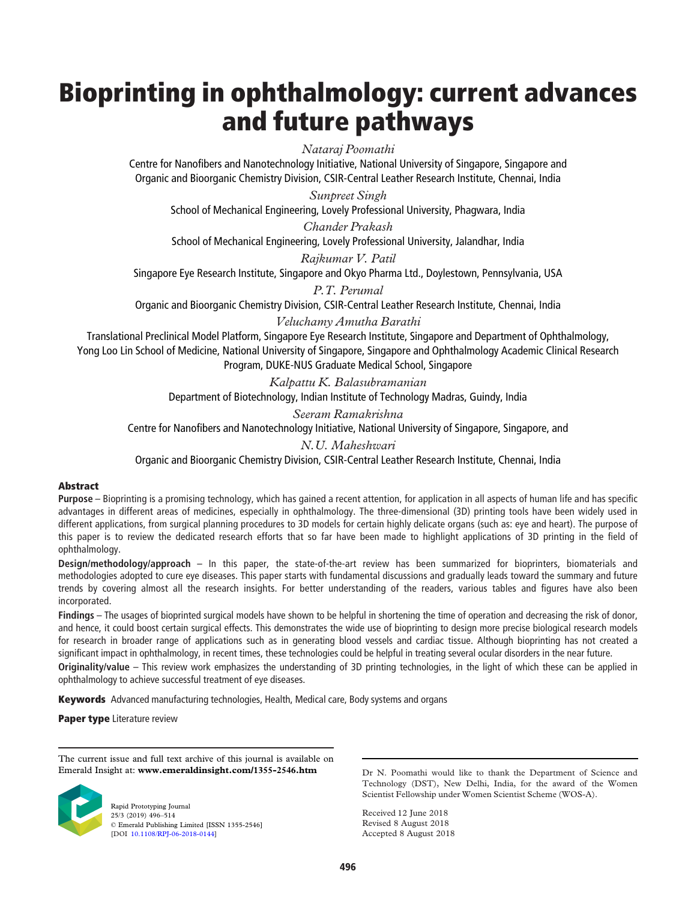# Bioprinting in ophthalmology: current advances and future pathways

*Nataraj Poomathi*

Centre for Nanofibers and Nanotechnology Initiative, National University of Singapore, Singapore and Organic and Bioorganic Chemistry Division, CSIR-Central Leather Research Institute, Chennai, India

*Sunpreet Singh*

School of Mechanical Engineering, Lovely Professional University, Phagwara, India

*Chander Prakash*

School of Mechanical Engineering, Lovely Professional University, Jalandhar, India

*Rajkumar V. Patil*

Singapore Eye Research Institute, Singapore and Okyo Pharma Ltd., Doylestown, Pennsylvania, USA

*P.T. Perumal*

Organic and Bioorganic Chemistry Division, CSIR-Central Leather Research Institute, Chennai, India

*Veluchamy Amutha Barathi*

Translational Preclinical Model Platform, Singapore Eye Research Institute, Singapore and Department of Ophthalmology, Yong Loo Lin School of Medicine, National University of Singapore, Singapore and Ophthalmology Academic Clinical Research Program, DUKE-NUS Graduate Medical School, Singapore

*Kalpattu K. Balasubramanian*

Department of Biotechnology, Indian Institute of Technology Madras, Guindy, India

*Seeram Ramakrishna*

Centre for Nanofibers and Nanotechnology Initiative, National University of Singapore, Singapore, and

*N.U. Maheshwari*

Organic and Bioorganic Chemistry Division, CSIR-Central Leather Research Institute, Chennai, India

## Abstract

**Purpose** – Bioprinting is a promising technology, which has gained a recent attention, for application in all aspects of human life and has specific advantages in different areas of medicines, especially in ophthalmology. The three-dimensional (3D) printing tools have been widely used in different applications, from surgical planning procedures to 3D models for certain highly delicate organs (such as: eye and heart). The purpose of this paper is to review the dedicated research efforts that so far have been made to highlight applications of 3D printing in the field of ophthalmology.

**Design/methodology/approach** – In this paper, the state-of-the-art review has been summarized for bioprinters, biomaterials and methodologies adopted to cure eye diseases. This paper starts with fundamental discussions and gradually leads toward the summary and future trends by covering almost all the research insights. For better understanding of the readers, various tables and figures have also been incorporated.

**Findings** – The usages of bioprinted surgical models have shown to be helpful in shortening the time of operation and decreasing the risk of donor, and hence, it could boost certain surgical effects. This demonstrates the wide use of bioprinting to design more precise biological research models for research in broader range of applications such as in generating blood vessels and cardiac tissue. Although bioprinting has not created a significant impact in ophthalmology, in recent times, these technologies could be helpful in treating several ocular disorders in the near future.

**Originality/value** – This review work emphasizes the understanding of 3D printing technologies, in the light of which these can be applied in ophthalmology to achieve successful treatment of eye diseases.

**Keywords** Advanced manufacturing technologies, Health, Medical care, Body systems and organs

**Paper type** Literature review

The current issue and full text archive of this journal is available on Emerald Insight at: **www.emeraldinsight.com/1355-2546.htm**

Rapid Prototyping Journal
25/3 (2019) 496–514
© Emerald Publishing Limited [ISSN 1355-2546]
[DOI 10.1108/RPJ-06-2018-0144]

Dr N. Poomathi would like to thank the Department of Science and Technology (DST), New Delhi, India, for the award of the Women Scientist Fellowship under Women Scientist Scheme (WOS-A).

Received 12 June 2018
Revised 8 August 2018
Accepted 8 August 2018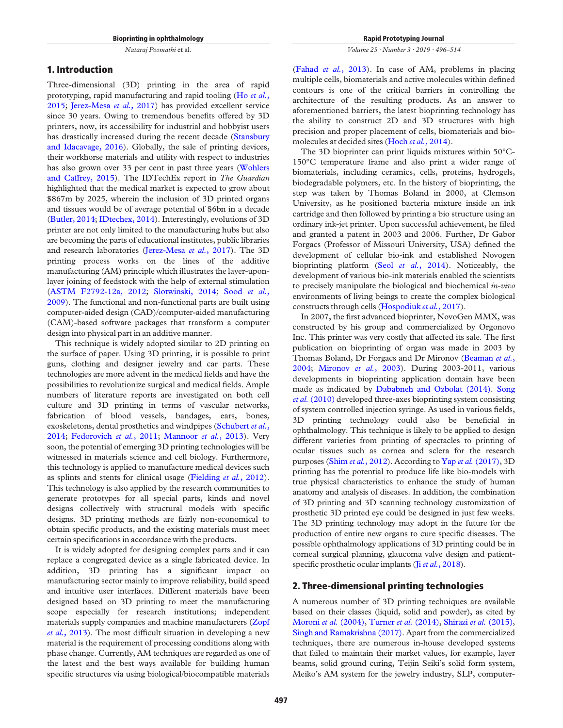## 1. Introduction

Three-dimensional (3D) printing in the area of rapid prototyping, rapid manufacturing and rapid tooling (Ho *et al.*, 2015; Jerez-Mesa *et al.*, 2017) has provided excellent service since 30 years. Owing to tremendous benefits offered by 3D printers, now, its accessibility for industrial and hobbyist users has drastically increased during the recent decade (Stansbury and Idacavage, 2016). Globally, the sale of printing devices, their workhorse materials and utility with respect to industries has also grown over 33 per cent in past three years (Wohlers and Caffrey, 2015). The IDTechEx report in *The Guardian* highlighted that the medical market is expected to grow about $867m by 2025, wherein the inclusion of 3D printed organs and tissues would be of average potential of $6bn in a decade (Butler, 2014; IDtechex, 2014). Interestingly, evolutions of 3D printer are not only limited to the manufacturing hubs but also are becoming the parts of educational institutes, public libraries and research laboratories (Jerez-Mesa *et al.*, 2017). The 3D printing process works on the lines of the additive manufacturing (AM) principle which illustrates the layer-upon-layer joining of feedstock with the help of external stimulation (ASTM F2792-12a, 2012; Slotwinski, 2014; Sood *et al.*, 2009). The functional and non-functional parts are built using computer-aided design (CAD)/computer-aided manufacturing (CAM)-based software packages that transform a computer design into physical part in an additive manner.

This technique is widely adopted similar to 2D printing on the surface of paper. Using 3D printing, it is possible to print guns, clothing and designer jewelry and car parts. These technologies are more advent in the medical fields and have the possibilities to revolutionize surgical and medical fields. Ample numbers of literature reports are investigated on both cell culture and 3D printing in terms of vascular networks, fabrication of blood vessels, bandages, ears, bones, exoskeletons, dental prosthetics and windpipes (Schubert *et al.*, 2014; Fedorovich *et al.*, 2011; Mannoor *et al.*, 2013). Very soon, the potential of emerging 3D printing technologies will be witnessed in materials science and cell biology. Furthermore, this technology is applied to manufacture medical devices such as splints and stents for clinical usage (Fielding *et al.*, 2012). This technology is also applied by the research communities to generate prototypes for all special parts, kinds and novel designs collectively with structural models with specific designs. 3D printing methods are fairly non-economical to obtain specific products, and the existing materials must meet certain specifications in accordance with the products.

It is widely adopted for designing complex parts and it can replace a congregated device as a single fabricated device. In addition, 3D printing has a significant impact on manufacturing sector mainly to improve reliability, build speed and intuitive user interfaces. Different materials have been designed based on 3D printing to meet the manufacturing scope especially for research institutions; independent materials supply companies and machine manufacturers (Zopf *et al.*, 2013). The most difficult situation in developing a new material is the requirement of processing conditions along with phase change. Currently, AM techniques are regarded as one of the latest and the best ways available for building human specific structures via using biological/biocompatible materials (Fahad *et al.*, 2013). In case of AM, problems in placing multiple cells, biomaterials and active molecules within defined contours is one of the critical barriers in controlling the architecture of the resulting products. As an answer to aforementioned barriers, the latest bioprinting technology has the ability to construct 2D and 3D structures with high precision and proper placement of cells, biomaterials and biomolecules at decided sites (Hoch *et al.*, 2014).

The 3D bioprinter can print liquids mixtures within 50°C-150°C temperature frame and also print a wider range of biomaterials, including ceramics, cells, proteins, hydrogels, biodegradable polymers, etc. In the history of bioprinting, the step was taken by Thomas Boland in 2000, at Clemson University, as he positioned bacteria mixture inside an ink cartridge and then followed by printing a bio structure using an ordinary ink-jet printer. Upon successful achievement, he filed and granted a patent in 2003 and 2006. Further, Dr Gabor Forgacs (Professor of Missouri University, USA) defined the development of cellular bio-ink and established Novogen bioprinting platform (Seol *et al.*, 2014). Noticeably, the development of various bio-ink materials enabled the scientists to precisely manipulate the biological and biochemical *in-vivo* environments of living beings to create the complex biological constructs through cells (Hospodiuk *et al.*, 2017).

In 2007, the first advanced bioprinter, NovoGen MMX, was constructed by his group and commercialized by Orgonovo Inc. This printer was very costly that affected its sale. The first publication on bioprinting of organ was made in 2003 by Thomas Boland, Dr Forgacs and Dr Mironov (Beaman *et al.*, 2004; Mironov *et al.*, 2003). During 2003-2011, various developments in bioprinting application domain have been made as indicated by Dababneh and Ozbolat (2014). Song *et al.* (2010) developed three-axes bioprinting system consisting of system controlled injection syringe. As used in various fields, 3D printing technology could also be beneficial in ophthalmology. This technique is likely to be applied to design different varieties from printing of spectacles to printing of ocular tissues such as cornea and sclera for the research purposes (Shim *et al.*, 2012). According to Yap *et al.* (2017), 3D printing has the potential to produce life like bio-models with true physical characteristics to enhance the study of human anatomy and analysis of diseases. In addition, the combination of 3D printing and 3D scanning technology customization of prosthetic 3D printed eye could be designed in just few weeks. The 3D printing technology may adopt in the future for the production of entire new organs to cure specific diseases. The possible ophthalmology applications of 3D printing could be in corneal surgical planning, glaucoma valve design and patient-specific prosthetic ocular implants (Ji *et al.*, 2018).

## 2. Three-dimensional printing technologies

A numerous number of 3D printing techniques are available based on their classes (liquid, solid and powder), as cited by Moroni *et al.* (2004), Turner *et al.* (2014), Shirazi *et al.* (2015), Singh and Ramakrishna (2017). Apart from the commercialized techniques, there are numerous in-house developed systems that failed to maintain their market values, for example, layer beams, solid ground curing, Teijin Seiki's solid form system, Meiko's AM system for the jewelry industry, SLP, computer-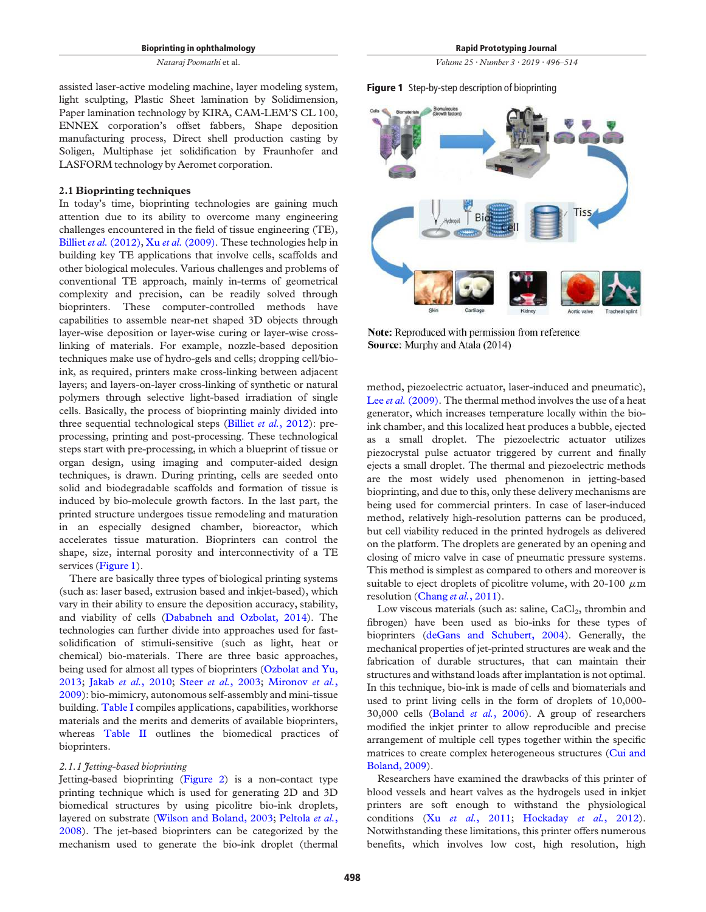assisted laser-active modeling machine, layer modeling system, light sculpting, Plastic Sheet lamination by Solidimension, Paper lamination technology by KIRA, CAM-LEM'S CL 100, ENNEX corporation's offset fabbers, Shape deposition manufacturing process, Direct shell production casting by Soligen, Multiphase jet solidification by Fraunhofer and LASFORM technology by Aeromet corporation.

### 2.1 Bioprinting techniques

In today's time, bioprinting technologies are gaining much attention due to its ability to overcome many engineering challenges encountered in the field of tissue engineering (TE), Billiet *et al.* (2012), Xu *et al.* (2009). These technologies help in building key TE applications that involve cells, scaffolds and other biological molecules. Various challenges and problems of conventional TE approach, mainly in-terms of geometrical complexity and precision, can be readily solved through bioprinters. These computer-controlled methods have capabilities to assemble near-net shaped 3D objects through layer-wise deposition or layer-wise curing or layer-wise cross-linking of materials. For example, nozzle-based deposition techniques make use of hydro-gels and cells; dropping cell/bio-ink, as required, printers make cross-linking between adjacent layers; and layers-on-layer cross-linking of synthetic or natural polymers through selective light-based irradiation of single cells. Basically, the process of bioprinting mainly divided into three sequential technological steps (Billiet *et al.*, 2012): pre-processing, printing and post-processing. These technological steps start with pre-processing, in which a blueprint of tissue or organ design, using imaging and computer-aided design techniques, is drawn. During printing, cells are seeded onto solid and biodegradable scaffolds and formation of tissue is induced by bio-molecule growth factors. In the last part, the printed structure undergoes tissue remodeling and maturation in an especially designed chamber, bioreactor, which accelerates tissue maturation. Bioprinters can control the shape, size, internal porosity and interconnectivity of a TE services (Figure 1).

There are basically three types of biological printing systems (such as: laser based, extrusion based and inkjet-based), which vary in their ability to ensure the deposition accuracy, stability, and viability of cells (Dababneh and Ozbolat, 2014). The technologies can further divide into approaches used for fast-solidification of stimuli-sensitive (such as light, heat or chemical) bio-materials. There are three basic approaches, being used for almost all types of bioprinters (Ozbolat and Yu, 2013; Jakab *et al.*, 2010; Steer *et al.*, 2003; Mironov *et al.*, 2009): bio-mimicry, autonomous self-assembly and mini-tissue building. Table I compiles applications, capabilities, workhorse materials and the merits and demerits of available bioprinters, whereas Table II outlines the biomedical practices of bioprinters.

**Figure 1** Step-by-step description of bioprinting

**Note:** Reproduced with permission from reference
**Source**: Murphy and Atala (2014)

#### 2.1.1 *Jetting-based bioprinting*

Jetting-based bioprinting (Figure 2) is a non-contact type printing technique which is used for generating 2D and 3D biomedical structures by using picolitre bio-ink droplets, layered on substrate (Wilson and Boland, 2003; Peltola *et al.*, 2008). The jet-based bioprinters can be categorized by the mechanism used to generate the bio-ink droplet (thermal method, piezoelectric actuator, laser-induced and pneumatic), Lee *et al.* (2009). The thermal method involves the use of a heat generator, which increases temperature locally within the bio-ink chamber, and this localized heat produces a bubble, ejected as a small droplet. The piezoelectric actuator utilizes piezocrystal pulse actuator triggered by current and finally ejects a small droplet. The thermal and piezoelectric methods are the most widely used phenomenon in jetting-based bioprinting, and due to this, only these delivery mechanisms are being used for commercial printers. In case of laser-induced method, relatively high-resolution patterns can be produced, but cell viability reduced in the printed hydrogels as delivered on the platform. The droplets are generated by an opening and closing of micro valve in case of pneumatic pressure systems. This method is simplest as compared to others and moreover is suitable to eject droplets of picolitre volume, with 20-100 $\mu$m resolution (Chang *et al.*, 2011).

Low viscous materials (such as: saline, $CaCl_2$, thrombin and fibrogen) have been used as bio-inks for these types of bioprinters (deGans and Schubert, 2004). Generally, the mechanical properties of jet-printed structures are weak and the fabrication of durable structures, that can maintain their structures and withstand loads after implantation is not optimal. In this technique, bio-ink is made of cells and biomaterials and used to print living cells in the form of droplets of 10,000-30,000 cells (Boland *et al.*, 2006). A group of researchers modified the inkjet printer to allow reproducible and precise arrangement of multiple cell types together within the specific matrices to create complex heterogeneous structures (Cui and Boland, 2009).

Researchers have examined the drawbacks of this printer of blood vessels and heart valves as the hydrogels used in inkjet printers are soft enough to withstand the physiological conditions (Xu *et al.*, 2011; Hockaday *et al.*, 2012). Notwithstanding these limitations, this printer offers numerous benefits, which involves low cost, high resolution, high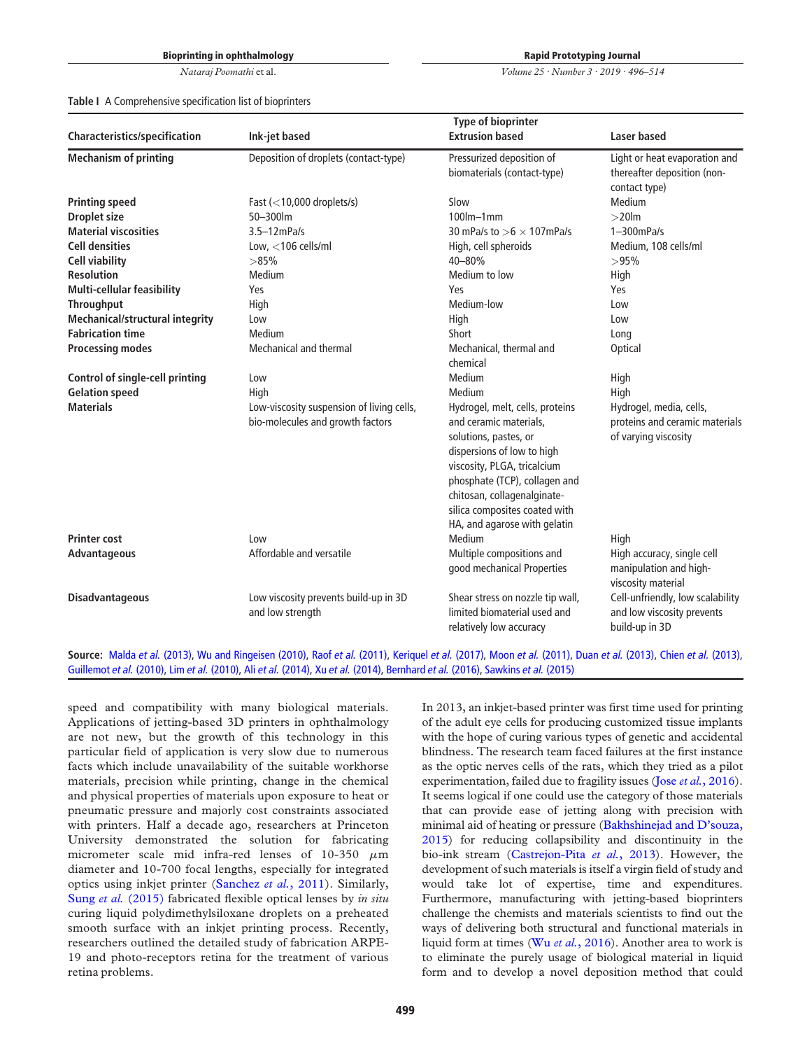**Table I** A Comprehensive specification list of bioprinters

| Characteristics/specification | Type of bioprinter Ink-jet based | Extrusion based | Laser based |
|---|---|---|---|
| **Mechanism of printing** | Deposition of droplets (contact-type) | Pressurized deposition of biomaterials (contact-type) | Light or heat evaporation and thereafter deposition (non-contact type) |
| **Printing speed** | Fast (<10,000 droplets/s) | Slow | Medium |
| **Droplet size** | 50–300lm | 100lm–1mm | >20lm |
| **Material viscosities** | 3.5–12mPa/s | 30 mPa/s to >6 × 107mPa/s | 1–300mPa/s |
| **Cell densities** | Low, <106 cells/ml | High, cell spheroids | Medium, 108 cells/ml |
| **Cell viability** | >85% | 40–80% | >95% |
| **Resolution** | Medium | Medium to low | High |
| **Multi-cellular feasibility** | Yes | Yes | Yes |
| **Throughput** | High | Medium-low | Low |
| **Mechanical/structural integrity** | Low | High | Low |
| **Fabrication time** | Medium | Short | Long |
| **Processing modes** | Mechanical and thermal | Mechanical, thermal and chemical | Optical |
| **Control of single-cell printing** | Low | Medium | High |
| **Gelation speed** | High | Medium | High |
| **Materials** | Low-viscosity suspension of living cells, bio-molecules and growth factors | Hydrogel, melt, cells, proteins and ceramic materials, solutions, pastes, or dispersions of low to high viscosity, PLGA, tricalcium phosphate (TCP), collagen and chitosan, collagenalginate-silica composites coated with HA, and agarose with gelatin | Hydrogel, media, cells, proteins and ceramic materials of varying viscosity |
| **Printer cost** | Low | Medium | High |
| **Advantageous** | Affordable and versatile | Multiple compositions and good mechanical Properties | High accuracy, single cell manipulation and high-viscosity material |
| **Disadvantageous** | Low viscosity prevents build-up in 3D and low strength | Shear stress on nozzle tip wall, limited biomaterial used and relatively low accuracy | Cell-unfriendly, low scalability and low viscosity prevents build-up in 3D |

**Source:** Malda *et al.* (2013), Wu and Ringeisen (2010), Raof *et al.* (2011), Keriquel *et al.* (2017), Moon *et al.* (2011), Duan *et al.* (2013), Chien *et al.* (2013), Guillemot *et al.* (2010), Lim *et al.* (2010), Ali *et al.* (2014), Xu *et al.* (2014), Bernhard *et al.* (2016), Sawkins *et al.* (2015)

speed and compatibility with many biological materials. Applications of jetting-based 3D printers in ophthalmology are not new, but the growth of this technology in this particular field of application is very slow due to numerous facts which include unavailability of the suitable workhorse materials, precision while printing, change in the chemical and physical properties of materials upon exposure to heat or pneumatic pressure and majorly cost constraints associated with printers. Half a decade ago, researchers at Princeton University demonstrated the solution for fabricating micrometer scale mid infra-red lenses of 10-350 $\mu$m diameter and 10-700 focal lengths, especially for integrated optics using inkjet printer (Sanchez *et al.*, 2011). Similarly, Sung *et al.* (2015) fabricated flexible optical lenses by *in situ* curing liquid polydimethylsiloxane droplets on a preheated smooth surface with an inkjet printing process. Recently, researchers outlined the detailed study of fabrication ARPE-19 and photo-receptors retina for the treatment of various retina problems.

In 2013, an inkjet-based printer was first time used for printing of the adult eye cells for producing customized tissue implants with the hope of curing various types of genetic and accidental blindness. The research team faced failures at the first instance as the optic nerves cells of the rats, which they tried as a pilot experimentation, failed due to fragility issues (Jose *et al.*, 2016). It seems logical if one could use the category of those materials that can provide ease of jetting along with precision with minimal aid of heating or pressure (Bakhshinejad and D'souza, 2015) for reducing collapsibility and discontinuity in the bio-ink stream (Castrejon-Pita *et al.*, 2013). However, the development of such materials is itself a virgin field of study and would take lot of expertise, time and expenditures. Furthermore, manufacturing with jetting-based bioprinters challenge the chemists and materials scientists to find out the ways of delivering both structural and functional materials in liquid form at times (Wu *et al.*, 2016). Another area to work is to eliminate the purely usage of biological material in liquid form and to develop a novel deposition method that could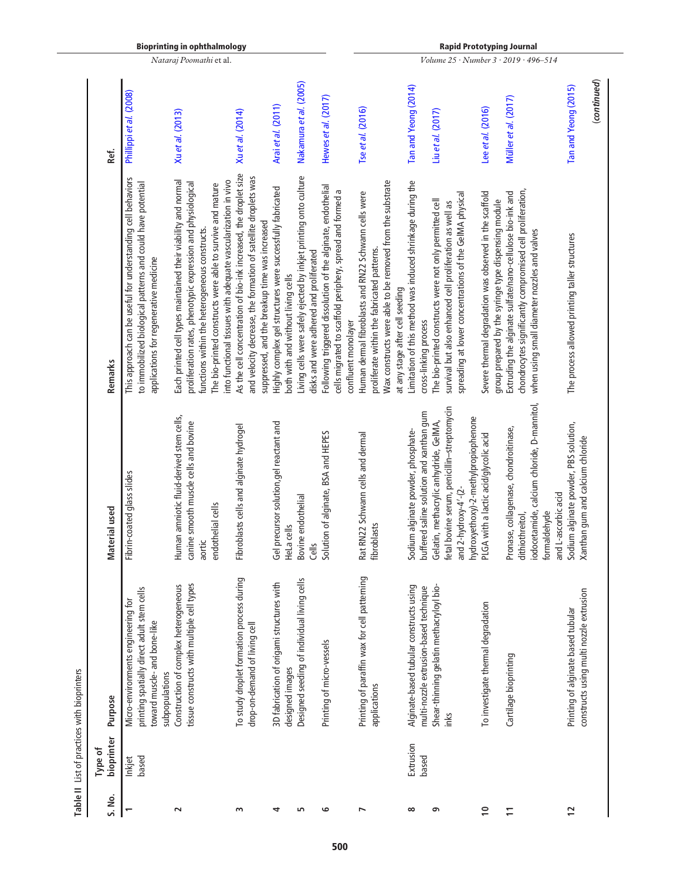**Table II** List of practices with bioprinters

| S. No. | Type of bioprinter | Purpose | Material used | Remarks | Ref. |
|---|---|---|---|---|---|
| 1 | Inkjet based | Micro-environments engineering for printing spatially direct adult stem cells toward muscle- and bone-like subpopulations | Fibrin-coated glass slides | This approach can be useful for understanding cell behaviors to immobilized biological patterns and could have potential applications for regenerative medicine | Phillippi et al. (2008) |
| 2 | | Construction of complex heterogeneous tissue constructs with multiple cell types | Human amniotic fluid-derived stem cells, canine smooth muscle cells and bovine aortic endothelial cells | Each printed cell types maintained their viability and normal proliferation rates, phenotypic expression and physiological functions within the heterogeneous constructs. The bio-printed constructs were able to survive and mature into functional tissues with adequate vascularization in vivo | Xu et al. (2013) |
| 3 | | To study droplet formation process during drop-on-demand of living cell | Fibroblasts cells and alginate hydrogel | As the cell concentration of bio-ink increased, the droplet size and velocity decrease, the formation of satellite droplets was suppressed, and the breakup time was increased | Xu et al. (2014) |
| 4 | | 3D fabrication of origami structures with designed images | Gel precursor solution,gel reactant and HeLa cells | Highly complex gel structures were successfully fabricated both with and without living cells | Arai et al. (2011) |
| 5 | | Designed seeding of individual living cells | Bovine endothelial Cells | Living cells were safely ejected by inkjet printing onto culture disks and were adhered and proliferated | Nakamura et al. (2005) |
| 6 | | Printing of micro-vessels | Solution of alginate, BSA and HEPES | Following triggered dissolution of the alginate, endothelial cells migrated to scaffold periphery, spread and formed a confluent monolayer | Hewes et al. (2017) |
| 7 | | Printing of paraffin wax for cell patterning applications | Rat RN22 Schwann cells and dermal fibroblasts | Human dermal fibroblasts and RN22 Schwann cells were proliferate within the fabricated patterns. Wax constructs were able to be removed from the substrate at any stage after cell seeding | Tse et al. (2016) |
| 8 | Extrusion based | Alginate-based tubular constructs using multi-nozzle extrusion-based technique | Sodium alginate powder, phosphate-buffered saline solution and xanthan gum | Limitation of this method was induced shrinkage during the cross-linking process | Tan and Yeong (2014) |
| 9 | | Shear-thinning gelatin methacryloyl bio-inks | Gelatin, methacrylic anhydride, GelMA, fetal bovine serum, penicillin–streptomycin and 2-hydroxy-4′-(2-hydroxyethoxy)-2-methylpropiophenone | The bio-printed constructs were not only permitted cell survival but also enhanced cell proliferation as well as spreading at lower concentrations of the GelMA physical | Liu et al. (2017) |
| 10 | | To investigate thermal degradation | PLGA with a lactic acid/glycolic acid | Severe thermal degradation was observed in the scaffold group prepared by the syringe type dispensing module | Lee et al. (2016) |
| 11 | | Cartilage bioprinting | Pronase, collagenase, chondroitinase, dithiothreitol, iodocetamide, calcium chloride, D-mannitol, formaldehyde and L-ascorbic acid | Extruding the alginate sulfate/nano-cellulose bio-ink and chondrocytes significantly compromised cell proliferation, when using small diameter nozzles and valves | Müller et al. (2017) |
| 12 | | Printing of alginate based tubular constructs using multi nozzle extrusion | Sodium alginate powder, PBS solution, Xanthan gum and calcium chloride | The process allowed printing taller structures | Tan and Yeong (2015) |

(*continued*)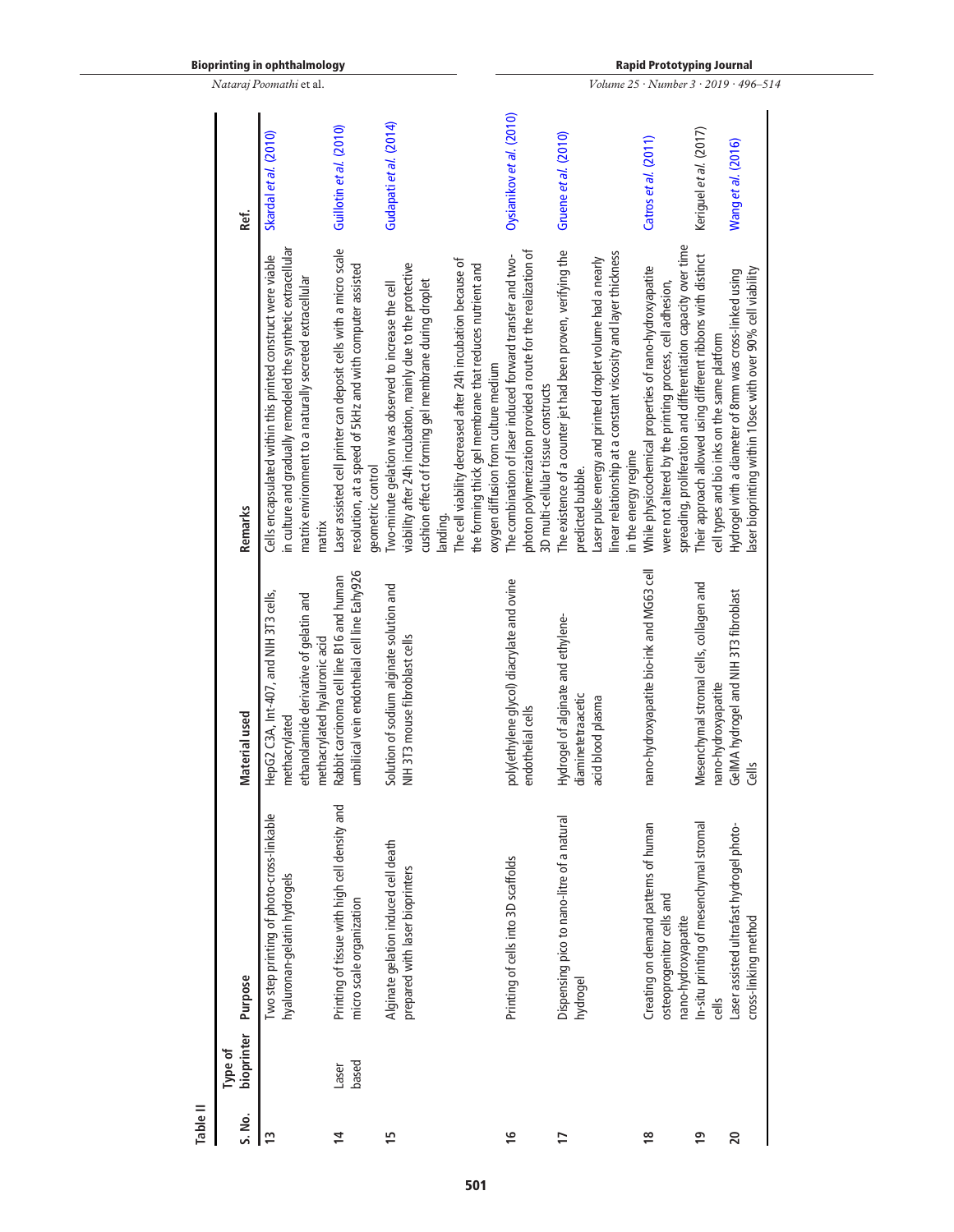**Table II**

| S. No. | Type of bioprinter | Purpose | Material used | Remarks | Ref. |
|---|---|---|---|---|---|
| 13 | | Two step printing of photo-cross-linkable hyaluronan-gelatin hydrogels | HepG2 C3A, Int-407, and NIH 3T3 cells, methacrylated ethanolamide derivative of gelatin and methacrylated hyaluronic acid | Cells encapsulated within this printed construct were viable in culture and gradually remodeled the synthetic extracellular matrix environment to a naturally secreted extracellular matrix | Skardal *et al.* (2010) |
| 14 | Laser based | Printing of tissue with high cell density and micro scale organization | Rabbit carcinoma cell line B16 and human umbilical vein endothelial cell line Eahy926 | Laser assisted cell printer can deposit cells with a micro scale resolution, at a speed of 5kHz and with computer assisted geometric control | Guillotin *et al.* (2010) |
| 15 | | Alginate gelation induced cell death prepared with laser bioprinters | Solution of sodium alginate solution and NIH 3T3 mouse fibroblast cells | Two-minute gelation was observed to increase the cell viability after 24h incubation, mainly due to the protective cushion effect of forming gel membrane during droplet landing.<br>The cell viability decreased after 24h incubation because of the forming thick gel membrane that reduces nutrient and oxygen diffusion from culture medium | Gudapati *et al.* (2014) |
| 16 | | Printing of cells into 3D scaffolds | poly(ethylene glycol) diacrylate and ovine endothelial cells | The combination of laser induced forward transfer and two-photon polymerization provided a route for the realization of 3D multi-cellular tissue constructs | Ovsianikov *et al.* (2010) |
| 17 | | Dispensing pico to nano-litre of a natural hydrogel | Hydrogel of alginate and ethylene-diaminetetraacetic acid blood plasma | The existence of a counter jet had been proven, verifying the predicted bubble.<br>Laser pulse energy and printed droplet volume had a nearly linear relationship at a constant viscosity and layer thickness in the energy regime | Gruene *et al.* (2010) |
| 18 | | Creating on demand patterns of human osteoprogenitor cells and nano-hydroxyapatite | nano-hydroxyapatite bio-ink and MG63 cell | While physicochemical properties of nano-hydroxyapatite were not altered by the printing process, cell adhesion, spreading, proliferation and differentiation capacity over time | Catros *et al.* (2011) |
| 19 | | In-situ printing of mesenchymal stromal cells | Mesenchymal stromal cells, collagen and nano-hydroxyapatite | Their approach allowed using different ribbons with distinct cell types and bio inks on the same platform | Kerigel *et al.* (2017) |
| 20 | | Laser assisted ultrafast hydrogel photo-cross-linking method | GelMA hydrogel and NIH 3T3 fibroblast Cells | Hydrogel with a diameter of 8mm was cross-linked using laser bioprinting within 10sec with over 90% cell viability | Wang *et al.* (2016) |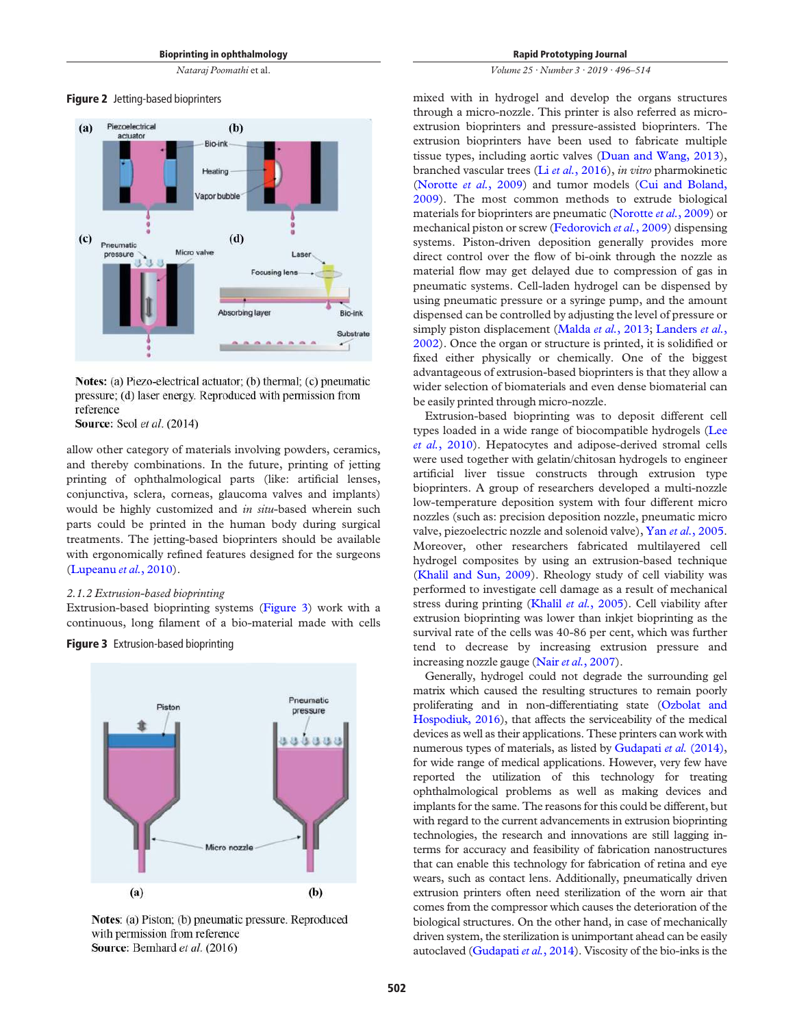**Figure 2** Jetting-based bioprinters

**Notes:** (a) Piezo-electrical actuator; (b) thermal; (c) pneumatic pressure; (d) laser energy. Reproduced with permission from reference
**Source:** Seol *et al.* (2014)

allow other category of materials involving powders, ceramics, and thereby combinations. In the future, printing of jetting printing of ophthalmological parts (like: artificial lenses, conjunctiva, sclera, corneas, glaucoma valves and implants) would be highly customized and *in situ*-based wherein such parts could be printed in the human body during surgical treatments. The jetting-based bioprinters should be available with ergonomically refined features designed for the surgeons (Lupeanu *et al.*, 2010).

### 2.1.2 Extrusion-based bioprinting

Extrusion-based bioprinting systems (Figure 3) work with a continuous, long filament of a bio-material made with cells mixed with in hydrogel and develop the organs structures through a micro-nozzle. This printer is also referred as micro-extrusion bioprinters and pressure-assisted bioprinters. The extrusion bioprinters have been used to fabricate multiple tissue types, including aortic valves (Duan and Wang, 2013), branched vascular trees (Li *et al.*, 2016), *in vitro* pharmokinetic (Norotte *et al.*, 2009) and tumor models (Cui and Boland, 2009). The most common methods to extrude biological materials for bioprinters are pneumatic (Norotte *et al.*, 2009) or mechanical piston or screw (Fedorovich *et al.*, 2009) dispensing systems. Piston-driven deposition generally provides more direct control over the flow of bi-oink through the nozzle as material flow may get delayed due to compression of gas in pneumatic systems. Cell-laden hydrogel can be dispensed by using pneumatic pressure or a syringe pump, and the amount dispensed can be controlled by adjusting the level of pressure or simply piston displacement (Malda *et al.*, 2013; Landers *et al.*, 2002). Once the organ or structure is printed, it is solidified or fixed either physically or chemically. One of the biggest advantageous of extrusion-based bioprinters is that they allow a wider selection of biomaterials and even dense biomaterial can be easily printed through micro-nozzle.

**Figure 3** Extrusion-based bioprinting

**Notes**: (a) Piston; (b) pneumatic pressure. Reproduced with permission from reference
**Source**: Bernhard *et al.* (2016)

Extrusion-based bioprinting was to deposit different cell types loaded in a wide range of biocompatible hydrogels (Lee *et al.*, 2010). Hepatocytes and adipose-derived stromal cells were used together with gelatin/chitosan hydrogels to engineer artificial liver tissue constructs through extrusion type bioprinters. A group of researchers developed a multi-nozzle low-temperature deposition system with four different micro nozzles (such as: precision deposition nozzle, pneumatic micro valve, piezoelectric nozzle and solenoid valve), Yan *et al.*, 2005. Moreover, other researchers fabricated multilayered cell hydrogel composites by using an extrusion-based technique (Khalil and Sun, 2009). Rheology study of cell viability was performed to investigate cell damage as a result of mechanical stress during printing (Khalil *et al.*, 2005). Cell viability after extrusion bioprinting was lower than inkjet bioprinting as the survival rate of the cells was 40-86 per cent, which was further tend to decrease by increasing extrusion pressure and increasing nozzle gauge (Nair *et al.*, 2007).

Generally, hydrogel could not degrade the surrounding gel matrix which caused the resulting structures to remain poorly proliferating and in non-differentiating state (Ozbolat and Hospodiuk, 2016), that affects the serviceability of the medical devices as well as their applications. These printers can work with numerous types of materials, as listed by Gudapati *et al.* (2014), for wide range of medical applications. However, very few have reported the utilization of this technology for treating ophthalmological problems as well as making devices and implants for the same. The reasons for this could be different, but with regard to the current advancements in extrusion bioprinting technologies, the research and innovations are still lagging in-terms for accuracy and feasibility of fabrication nanostructures that can enable this technology for fabrication of retina and eye wears, such as contact lens. Additionally, pneumatically driven extrusion printers often need sterilization of the worn air that comes from the compressor which causes the deterioration of the biological structures. On the other hand, in case of mechanically driven system, the sterilization is unimportant ahead can be easily autoclaved (Gudapati *et al.*, 2014). Viscosity of the bio-inks is the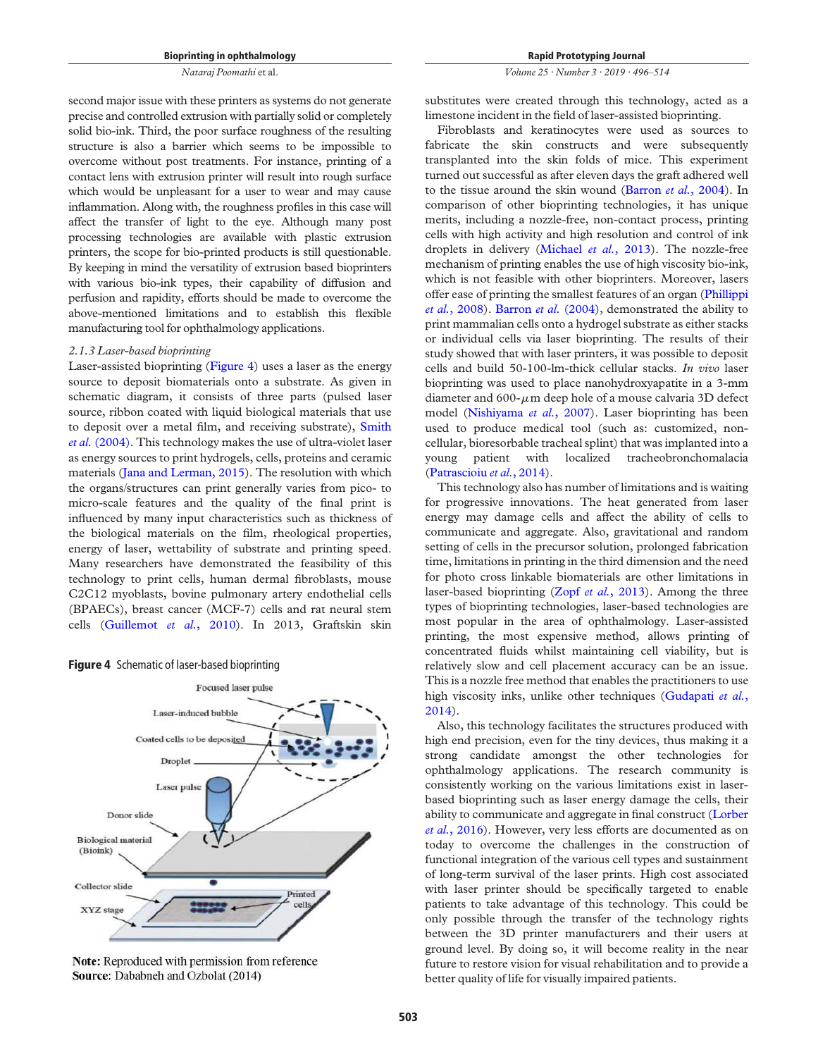second major issue with these printers as systems do not generate precise and controlled extrusion with partially solid or completely solid bio-ink. Third, the poor surface roughness of the resulting structure is also a barrier which seems to be impossible to overcome without post treatments. For instance, printing of a contact lens with extrusion printer will result into rough surface which would be unpleasant for a user to wear and may cause inflammation. Along with, the roughness profiles in this case will affect the transfer of light to the eye. Although many post processing technologies are available with plastic extrusion printers, the scope for bio-printed products is still questionable. By keeping in mind the versatility of extrusion based bioprinters with various bio-ink types, their capability of diffusion and perfusion and rapidity, efforts should be made to overcome the above-mentioned limitations and to establish this flexible manufacturing tool for ophthalmology applications.

*2.1.3 Laser-based bioprinting*

Laser-assisted bioprinting (Figure 4) uses a laser as the energy source to deposit biomaterials onto a substrate. As given in schematic diagram, it consists of three parts (pulsed laser source, ribbon coated with liquid biological materials that use to deposit over a metal film, and receiving substrate), Smith *et al.* (2004). This technology makes the use of ultra-violet laser as energy sources to print hydrogels, cells, proteins and ceramic materials (Jana and Lerman, 2015). The resolution with which the organs/structures can print generally varies from pico- to micro-scale features and the quality of the final print is influenced by many input characteristics such as thickness of the biological materials on the film, rheological properties, energy of laser, wettability of substrate and printing speed. Many researchers have demonstrated the feasibility of this technology to print cells, human dermal fibroblasts, mouse C2C12 myoblasts, bovine pulmonary artery endothelial cells (BPAECs), breast cancer (MCF-7) cells and rat neural stem cells (Guillemot *et al.*, 2010). In 2013, Graftskin skin

**Figure 4** Schematic of laser-based bioprinting

Focused laser pulse
Laser-induced bubble
Coated cells to be deposited
Droplet
Laser pulse
Donor slide
Biological material (Bioink)
Collector slide
XYZ stage
Printed cells

**Note:** Reproduced with permission from reference
**Source:** Dababneh and Ozbolat (2014)

substitutes were created through this technology, acted as a limestone incident in the field of laser-assisted bioprinting.

Fibroblasts and keratinocytes were used as sources to fabricate the skin constructs and were subsequently transplanted into the skin folds of mice. This experiment turned out successful as after eleven days the graft adhered well to the tissue around the skin wound (Barron *et al.*, 2004). In comparison of other bioprinting technologies, it has unique merits, including a nozzle-free, non-contact process, printing cells with high activity and high resolution and control of ink droplets in delivery (Michael *et al.*, 2013). The nozzle-free mechanism of printing enables the use of high viscosity bio-ink, which is not feasible with other bioprinters. Moreover, lasers offer ease of printing the smallest features of an organ (Phillippi *et al.*, 2008). Barron *et al.* (2004), demonstrated the ability to print mammalian cells onto a hydrogel substrate as either stacks or individual cells via laser bioprinting. The results of their study showed that with laser printers, it was possible to deposit cells and build 50-100-lm-thick cellular stacks. *In vivo* laser bioprinting was used to place nanohydroxyapatite in a 3-mm diameter and 600-$\mu$m deep hole of a mouse calvaria 3D defect model (Nishiyama *et al.*, 2007). Laser bioprinting has been used to produce medical tool (such as: customized, non-cellular, bioresorbable tracheal splint) that was implanted into a young patient with localized tracheobronchomalacia (Patrascioiu *et al.*, 2014).

This technology also has number of limitations and is waiting for progressive innovations. The heat generated from laser energy may damage cells and affect the ability of cells to communicate and aggregate. Also, gravitational and random setting of cells in the precursor solution, prolonged fabrication time, limitations in printing in the third dimension and the need for photo cross linkable biomaterials are other limitations in laser-based bioprinting (Zopf *et al.*, 2013). Among the three types of bioprinting technologies, laser-based technologies are most popular in the area of ophthalmology. Laser-assisted printing, the most expensive method, allows printing of concentrated fluids whilst maintaining cell viability, but is relatively slow and cell placement accuracy can be an issue. This is a nozzle free method that enables the practitioners to use high viscosity inks, unlike other techniques (Gudapati *et al.*, 2014).

Also, this technology facilitates the structures produced with high end precision, even for the tiny devices, thus making it a strong candidate amongst the other technologies for ophthalmology applications. The research community is consistently working on the various limitations exist in laser-based bioprinting such as laser energy damage the cells, their ability to communicate and aggregate in final construct (Lorber *et al.*, 2016). However, very less efforts are documented as on today to overcome the challenges in the construction of functional integration of the various cell types and sustainment of long-term survival of the laser prints. High cost associated with laser printer should be specifically targeted to enable patients to take advantage of this technology. This could be only possible through the transfer of the technology rights between the 3D printer manufacturers and their users at ground level. By doing so, it will become reality in the near future to restore vision for visual rehabilitation and to provide a better quality of life for visually impaired patients.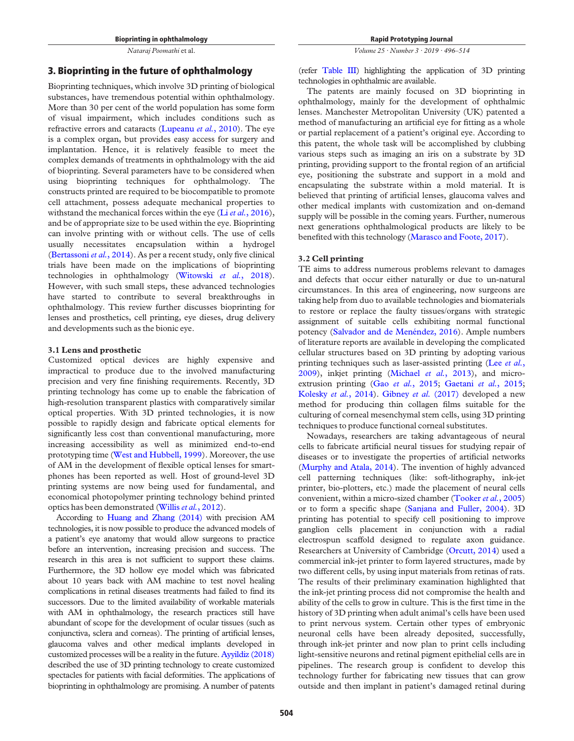## 3. Bioprinting in the future of ophthalmology

Bioprinting techniques, which involve 3D printing of biological substances, have tremendous potential within ophthalmology. More than 30 per cent of the world population has some form of visual impairment, which includes conditions such as refractive errors and cataracts (Lupeanu *et al.*, 2010). The eye is a complex organ, but provides easy access for surgery and implantation. Hence, it is relatively feasible to meet the complex demands of treatments in ophthalmology with the aid of bioprinting. Several parameters have to be considered when using bioprinting techniques for ophthalmology. The constructs printed are required to be biocompatible to promote cell attachment, possess adequate mechanical properties to withstand the mechanical forces within the eye (Li *et al.*, 2016), and be of appropriate size to be used within the eye. Bioprinting can involve printing with or without cells. The use of cells usually necessitates encapsulation within a hydrogel (Bertassoni *et al.*, 2014). As per a recent study, only five clinical trials have been made on the implications of bioprinting technologies in ophthalmology (Witowski *et al.*, 2018). However, with such small steps, these advanced technologies have started to contribute to several breakthroughs in ophthalmology. This review further discusses bioprinting for lenses and prosthetics, cell printing, eye dieses, drug delivery and developments such as the bionic eye.

### 3.1 Lens and prosthetic

Customized optical devices are highly expensive and impractical to produce due to the involved manufacturing precision and very fine finishing requirements. Recently, 3D printing technology has come up to enable the fabrication of high-resolution transparent plastics with comparatively similar optical properties. With 3D printed technologies, it is now possible to rapidly design and fabricate optical elements for significantly less cost than conventional manufacturing, more increasing accessibility as well as minimized end-to-end prototyping time (West and Hubbell, 1999). Moreover, the use of AM in the development of flexible optical lenses for smart-phones has been reported as well. Host of ground-level 3D printing systems are now being used for fundamental, and economical photopolymer printing technology behind printed optics has been demonstrated (Willis *et al.*, 2012).

According to Huang and Zhang (2014) with precision AM technologies, it is now possible to produce the advanced models of a patient's eye anatomy that would allow surgeons to practice before an intervention, increasing precision and success. The research in this area is not sufficient to support these claims. Furthermore, the 3D hollow eye model which was fabricated about 10 years back with AM machine to test novel healing complications in retinal diseases treatments had failed to find its successors. Due to the limited availability of workable materials with AM in ophthalmology, the research practices still have abundant of scope for the development of ocular tissues (such as conjunctiva, sclera and corneas). The printing of artificial lenses, glaucoma valves and other medical implants developed in customized processes will be a reality in the future. Ayyildiz (2018) described the use of 3D printing technology to create customized spectacles for patients with facial deformities. The applications of bioprinting in ophthalmology are promising. A number of patents (refer Table III) highlighting the application of 3D printing technologies in ophthalmic are available.

The patents are mainly focused on 3D bioprinting in ophthalmology, mainly for the development of ophthalmic lenses. Manchester Metropolitan University (UK) patented a method of manufacturing an artificial eye for fitting as a whole or partial replacement of a patient's original eye. According to this patent, the whole task will be accomplished by clubbing various steps such as imaging an iris on a substrate by 3D printing, providing support to the frontal region of an artificial eye, positioning the substrate and support in a mold and encapsulating the substrate within a mold material. It is believed that printing of artificial lenses, glaucoma valves and other medical implants with customization and on-demand supply will be possible in the coming years. Further, numerous next generations ophthalmological products are likely to be benefited with this technology (Marasco and Foote, 2017).

### 3.2 Cell printing

TE aims to address numerous problems relevant to damages and defects that occur either naturally or due to un-natural circumstances. In this area of engineering, now surgeons are taking help from duo to available technologies and biomaterials to restore or replace the faulty tissues/organs with strategic assignment of suitable cells exhibiting normal functional potency (Salvador and de Menéndez, 2016). Ample numbers of literature reports are available in developing the complicated cellular structures based on 3D printing by adopting various printing techniques such as laser-assisted printing (Lee *et al.*, 2009), inkjet printing (Michael *et al.*, 2013), and micro-extrusion printing (Gao *et al.*, 2015; Gaetani *et al.*, 2015; Kolesky *et al.*, 2014). Gibney *et al.* (2017) developed a new method for producing thin collagen films suitable for the culturing of corneal mesenchymal stem cells, using 3D printing techniques to produce functional corneal substitutes.

Nowadays, researchers are taking advantageous of neural cells to fabricate artificial neural tissues for studying repair of diseases or to investigate the properties of artificial networks (Murphy and Atala, 2014). The invention of highly advanced cell patterning techniques (like: soft-lithography, ink-jet printer, bio-plotters, etc.) made the placement of neural cells convenient, within a micro-sized chamber (Tooker *et al.*, 2005) or to form a specific shape (Sanjana and Fuller, 2004). 3D printing has potential to specify cell positioning to improve ganglion cells placement in conjunction with a radial electrospun scaffold designed to regulate axon guidance. Researchers at University of Cambridge (Orcutt, 2014) used a commercial ink-jet printer to form layered structures, made by two different cells, by using input materials from retinas of rats. The results of their preliminary examination highlighted that the ink-jet printing process did not compromise the health and ability of the cells to grow in culture. This is the first time in the history of 3D printing when adult animal's cells have been used to print nervous system. Certain other types of embryonic neuronal cells have been already deposited, successfully, through ink-jet printer and now plan to print cells including light-sensitive neurons and retinal pigment epithelial cells are in pipelines. The research group is confident to develop this technology further for fabricating new tissues that can grow outside and then implant in patient's damaged retinal during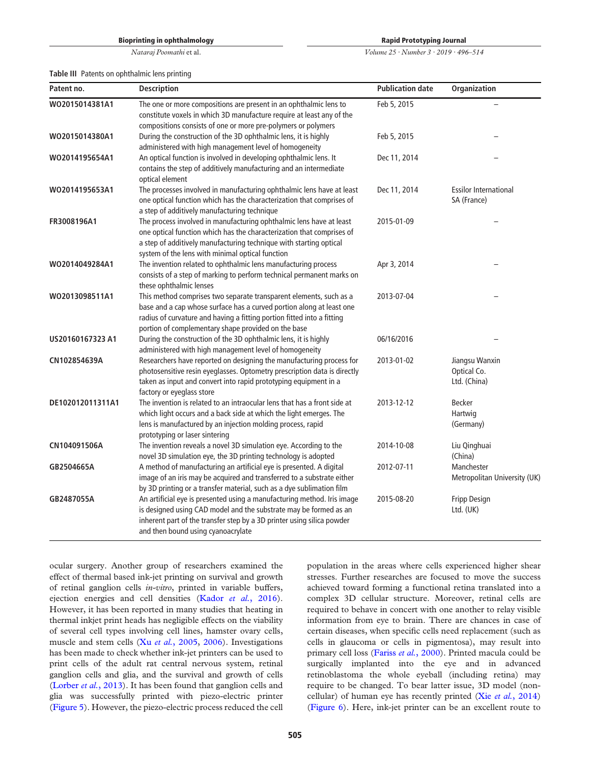Table III Patents on ophthalmic lens printing

| Patent no. | Description | Publication date | Organization |
|---|---|---|---|
| WO2015014381A1 | The one or more compositions are present in an ophthalmic lens to constitute voxels in which 3D manufacture require at least any of the compositions consists of one or more pre-polymers or polymers | Feb 5, 2015 | – |
| WO2015014380A1 | During the construction of the 3D ophthalmic lens, it is highly administered with high management level of homogeneity | Feb 5, 2015 | – |
| WO2014195654A1 | An optical function is involved in developing ophthalmic lens. It contains the step of additively manufacturing and an intermediate optical element | Dec 11, 2014 | – |
| WO2014195653A1 | The processes involved in manufacturing ophthalmic lens have at least one optical function which has the characterization that comprises of a step of additively manufacturing technique | Dec 11, 2014 | Essilor International SA (France) |
| FR3008196A1 | The process involved in manufacturing ophthalmic lens have at least one optical function which has the characterization that comprises of a step of additively manufacturing technique with starting optical system of the lens with minimal optical function | 2015-01-09 | – |
| WO2014049284A1 | The invention related to ophthalmic lens manufacturing process consists of a step of marking to perform technical permanent marks on these ophthalmic lenses | Apr 3, 2014 | – |
| WO2013098511A1 | This method comprises two separate transparent elements, such as a base and a cap whose surface has a curved portion along at least one radius of curvature and having a fitting portion fitted into a fitting portion of complementary shape provided on the base | 2013-07-04 | – |
| US20160167323 A1 | During the construction of the 3D ophthalmic lens, it is highly administered with high management level of homogeneity | 06/16/2016 | – |
| CN102854639A | Researchers have reported on designing the manufacturing process for photosensitive resin eyeglasses. Optometry prescription data is directly taken as input and convert into rapid prototyping equipment in a factory or eyeglass store | 2013-01-02 | Jiangsu Wanxin Optical Co. Ltd. (China) |
| DE102012011311A1 | The invention is related to an intraocular lens that has a front side at which light occurs and a back side at which the light emerges. The lens is manufactured by an injection molding process, rapid prototyping or laser sintering | 2013-12-12 | Becker Hartwig (Germany) |
| CN104091506A | The invention reveals a novel 3D simulation eye. According to the novel 3D simulation eye, the 3D printing technology is adopted | 2014-10-08 | Liu Qinghuai (China) |
| GB2504665A | A method of manufacturing an artificial eye is presented. A digital image of an iris may be acquired and transferred to a substrate either by 3D printing or a transfer material, such as a dye sublimation film | 2012-07-11 | Manchester Metropolitan University (UK) |
| GB2487055A | An artificial eye is presented using a manufacturing method. Iris image is designed using CAD model and the substrate may be formed as an inherent part of the transfer step by a 3D printer using silica powder and then bound using cyanoacrylate | 2015-08-20 | Fripp Design Ltd. (UK) |

ocular surgery. Another group of researchers examined the effect of thermal based ink-jet printing on survival and growth of retinal ganglion cells *in-vitro*, printed in variable buffers, ejection energies and cell densities (Kador *et al.*, 2016). However, it has been reported in many studies that heating in thermal inkjet print heads has negligible effects on the viability of several cell types involving cell lines, hamster ovary cells, muscle and stem cells (Xu *et al.*, 2005, 2006). Investigations has been made to check whether ink-jet printers can be used to print cells of the adult rat central nervous system, retinal ganglion cells and glia, and the survival and growth of cells (Lorber *et al.*, 2013). It has been found that ganglion cells and glia was successfully printed with piezo-electric printer (Figure 5). However, the piezo-electric process reduced the cell population in the areas where cells experienced higher shear stresses. Further researches are focused to move the success achieved toward forming a functional retina translated into a complex 3D cellular structure. Moreover, retinal cells are required to behave in concert with one another to relay visible information from eye to brain. There are chances in case of certain diseases, when specific cells need replacement (such as cells in glaucoma or cells in pigmentosa), may result into primary cell loss (Fariss *et al.*, 2000). Printed macula could be surgically implanted into the eye and in advanced retinoblastoma the whole eyeball (including retina) may require to be changed. To bear latter issue, 3D model (non-cellular) of human eye has recently printed (Xie *et al.*, 2014) (Figure 6). Here, ink-jet printer can be an excellent route to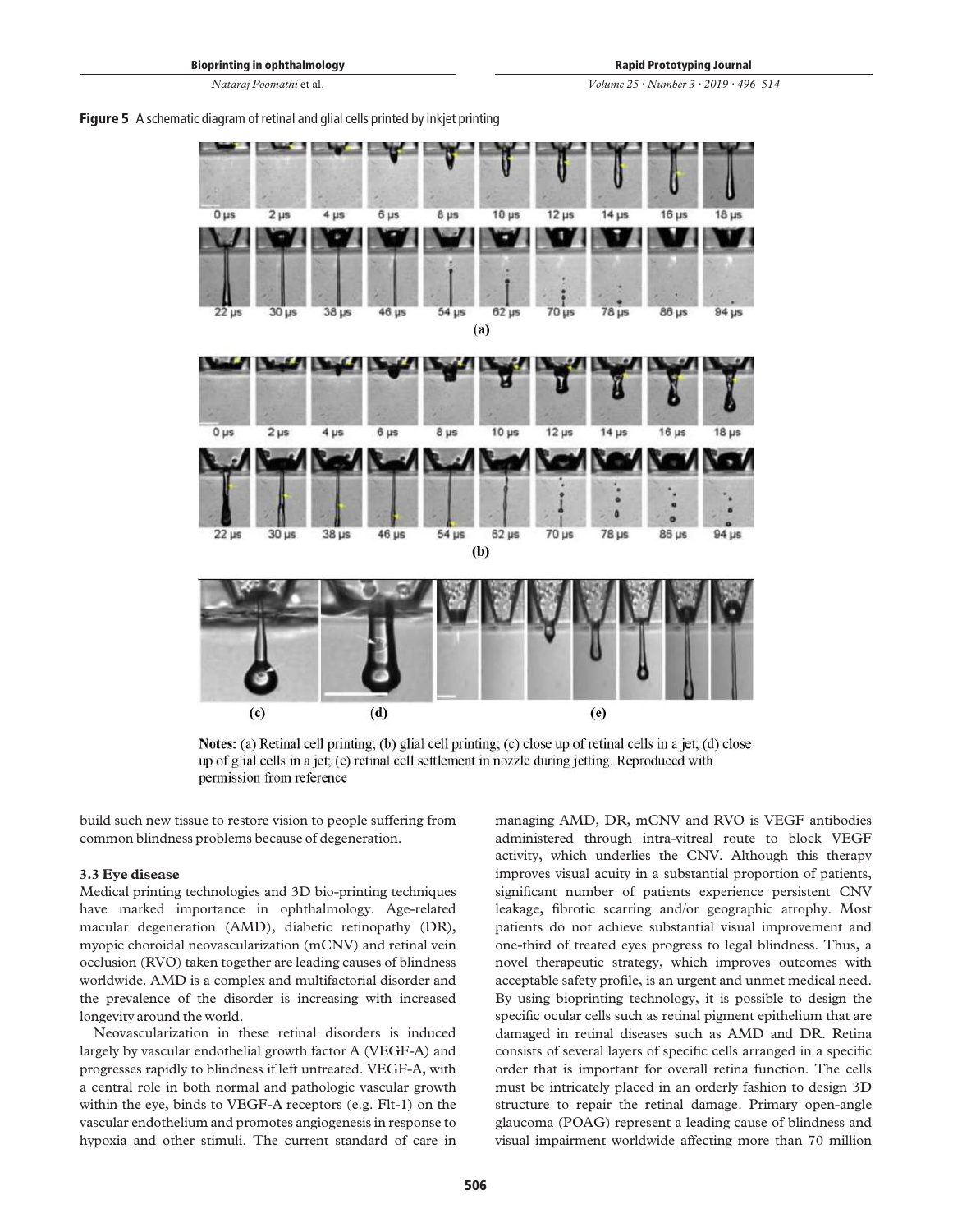**Figure 5** A schematic diagram of retinal and glial cells printed by inkjet printing

**Notes:** (a) Retinal cell printing; (b) glial cell printing; (c) close up of retinal cells in a jet; (d) close up of glial cells in a jet; (e) retinal cell settlement in nozzle during jetting. Reproduced with permission from reference

build such new tissue to restore vision to people suffering from common blindness problems because of degeneration.

### 3.3 Eye disease

Medical printing technologies and 3D bio-printing techniques have marked importance in ophthalmology. Age-related macular degeneration (AMD), diabetic retinopathy (DR), myopic choroidal neovascularization (mCNV) and retinal vein occlusion (RVO) taken together are leading causes of blindness worldwide. AMD is a complex and multifactorial disorder and the prevalence of the disorder is increasing with increased longevity around the world.

Neovascularization in these retinal disorders is induced largely by vascular endothelial growth factor A (VEGF-A) and progresses rapidly to blindness if left untreated. VEGF-A, with a central role in both normal and pathologic vascular growth within the eye, binds to VEGF-A receptors (e.g. Flt-1) on the vascular endothelium and promotes angiogenesis in response to hypoxia and other stimuli. The current standard of care in managing AMD, DR, mCNV and RVO is VEGF antibodies administered through intra-vitreal route to block VEGF activity, which underlies the CNV. Although this therapy improves visual acuity in a substantial proportion of patients, significant number of patients experience persistent CNV leakage, fibrotic scarring and/or geographic atrophy. Most patients do not achieve substantial visual improvement and one-third of treated eyes progress to legal blindness. Thus, a novel therapeutic strategy, which improves outcomes with acceptable safety profile, is an urgent and unmet medical need. By using bioprinting technology, it is possible to design the specific ocular cells such as retinal pigment epithelium that are damaged in retinal diseases such as AMD and DR. Retina consists of several layers of specific cells arranged in a specific order that is important for overall retina function. The cells must be intricately placed in an orderly fashion to design 3D structure to repair the retinal damage. Primary open-angle glaucoma (POAG) represent a leading cause of blindness and visual impairment worldwide affecting more than 70 million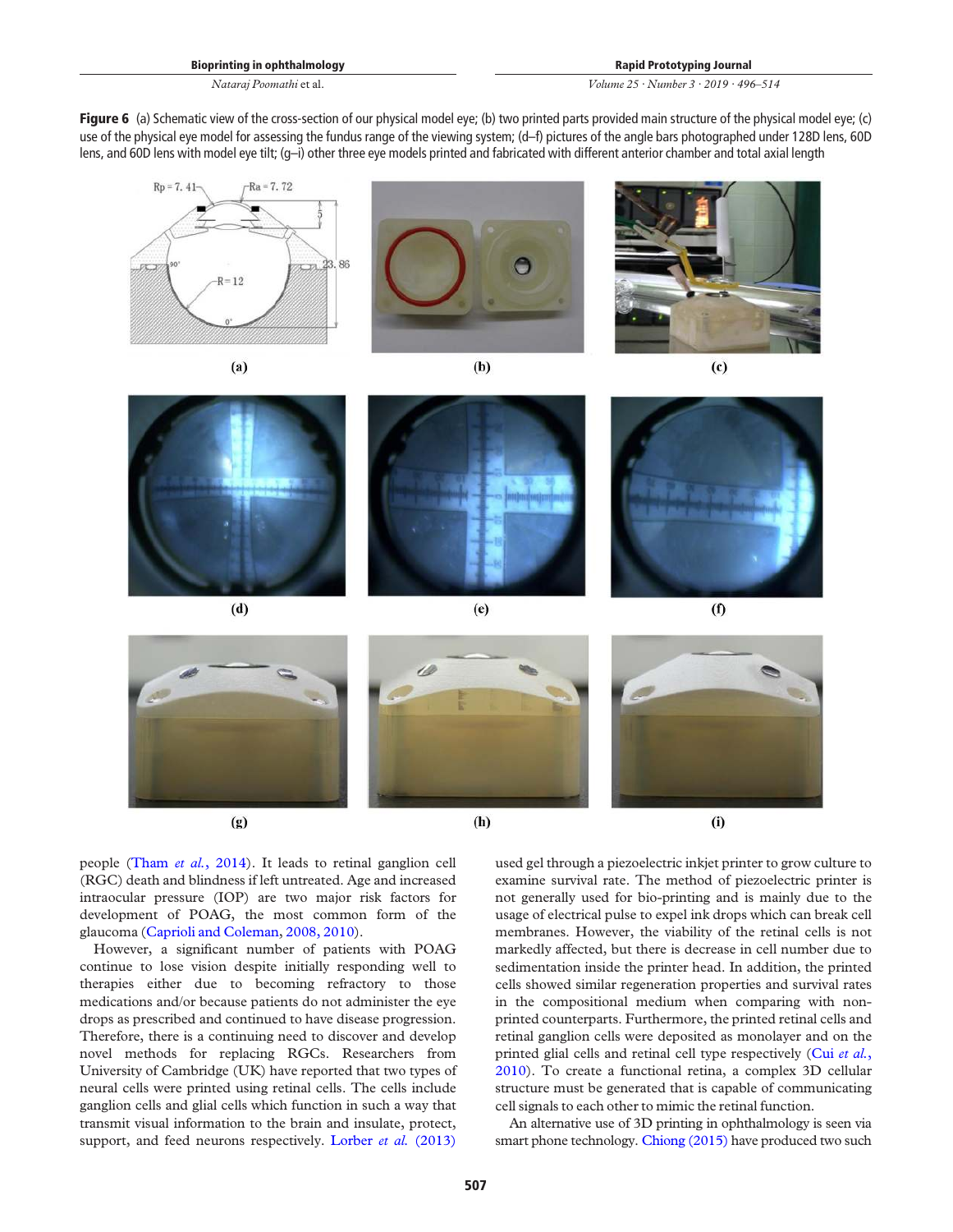**Figure 6** (a) Schematic view of the cross-section of our physical model eye; (b) two printed parts provided main structure of the physical model eye; (c) use of the physical eye model for assessing the fundus range of the viewing system; (d–f) pictures of the angle bars photographed under 128D lens, 60D lens, and 60D lens with model eye tilt; (g–i) other three eye models printed and fabricated with different anterior chamber and total axial length

people (Tham *et al.*, 2014). It leads to retinal ganglion cell (RGC) death and blindness if left untreated. Age and increased intraocular pressure (IOP) are two major risk factors for development of POAG, the most common form of the glaucoma (Caprioli and Coleman, 2008, 2010).

However, a significant number of patients with POAG continue to lose vision despite initially responding well to therapies either due to becoming refractory to those medications and/or because patients do not administer the eye drops as prescribed and continued to have disease progression. Therefore, there is a continuing need to discover and develop novel methods for replacing RGCs. Researchers from University of Cambridge (UK) have reported that two types of neural cells were printed using retinal cells. The cells include ganglion cells and glial cells which function in such a way that transmit visual information to the brain and insulate, protect, support, and feed neurons respectively. Lorber *et al.* (2013) used gel through a piezoelectric inkjet printer to grow culture to examine survival rate. The method of piezoelectric printer is not generally used for bio-printing and is mainly due to the usage of electrical pulse to expel ink drops which can break cell membranes. However, the viability of the retinal cells is not markedly affected, but there is decrease in cell number due to sedimentation inside the printer head. In addition, the printed cells showed similar regeneration properties and survival rates in the compositional medium when comparing with non-printed counterparts. Furthermore, the printed retinal cells and retinal ganglion cells were deposited as monolayer and on the printed glial cells and retinal cell type respectively (Cui *et al.*, 2010). To create a functional retina, a complex 3D cellular structure must be generated that is capable of communicating cell signals to each other to mimic the retinal function.

An alternative use of 3D printing in ophthalmology is seen via smart phone technology. Chiong (2015) have produced two such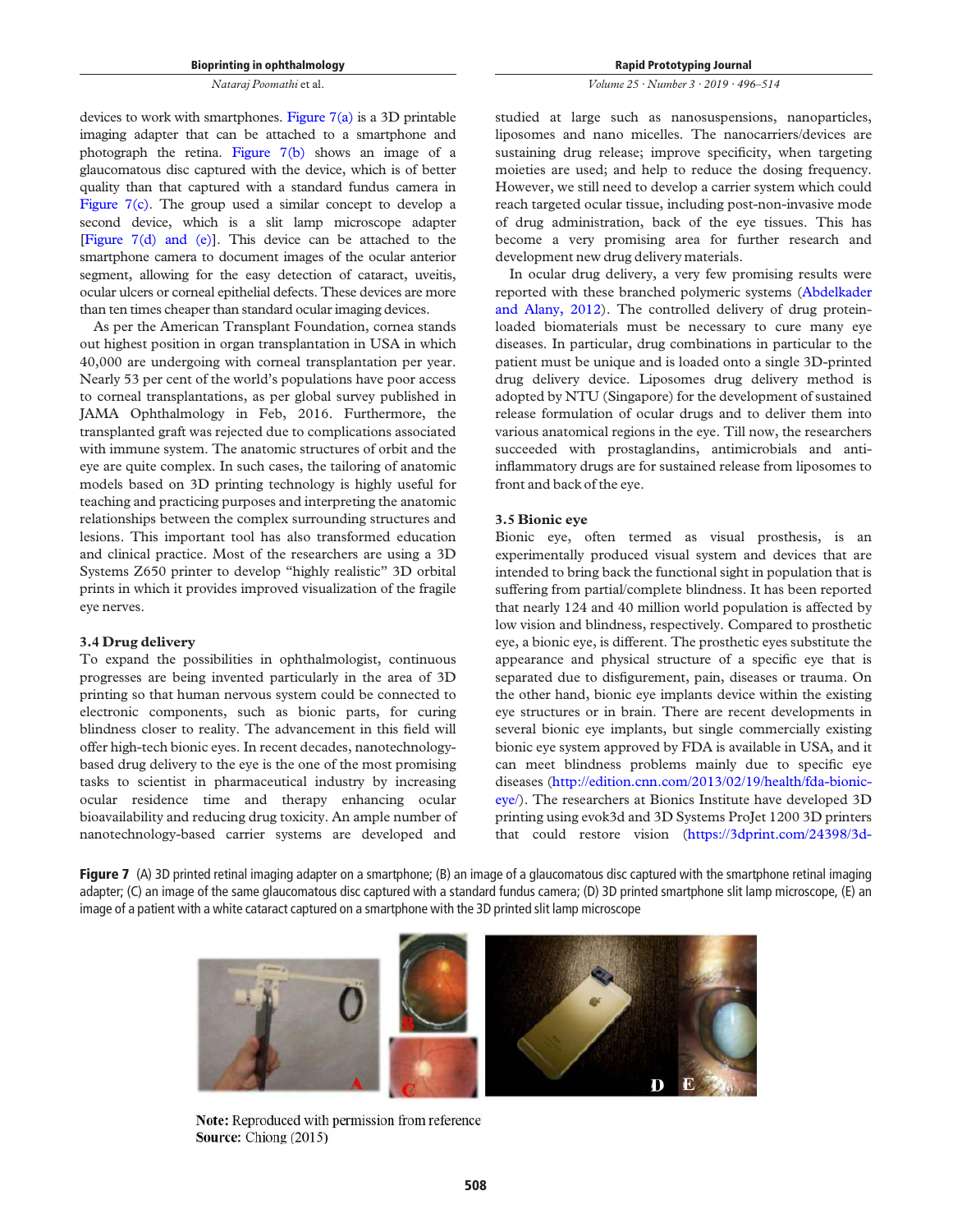devices to work with smartphones. Figure 7(a) is a 3D printable imaging adapter that can be attached to a smartphone and photograph the retina. Figure 7(b) shows an image of a glaucomatous disc captured with the device, which is of better quality than that captured with a standard fundus camera in Figure 7(c). The group used a similar concept to develop a second device, which is a slit lamp microscope adapter [Figure 7(d) and (e)]. This device can be attached to the smartphone camera to document images of the ocular anterior segment, allowing for the easy detection of cataract, uveitis, ocular ulcers or corneal epithelial defects. These devices are more than ten times cheaper than standard ocular imaging devices.

As per the American Transplant Foundation, cornea stands out highest position in organ transplantation in USA in which 40,000 are undergoing with corneal transplantation per year. Nearly 53 per cent of the world's populations have poor access to corneal transplantations, as per global survey published in JAMA Ophthalmology in Feb, 2016. Furthermore, the transplanted graft was rejected due to complications associated with immune system. The anatomic structures of orbit and the eye are quite complex. In such cases, the tailoring of anatomic models based on 3D printing technology is highly useful for teaching and practicing purposes and interpreting the anatomic relationships between the complex surrounding structures and lesions. This important tool has also transformed education and clinical practice. Most of the researchers are using a 3D Systems Z650 printer to develop "highly realistic" 3D orbital prints in which it provides improved visualization of the fragile eye nerves.

### 3.4 Drug delivery

To expand the possibilities in ophthalmologist, continuous progresses are being invented particularly in the area of 3D printing so that human nervous system could be connected to electronic components, such as bionic parts, for curing blindness closer to reality. The advancement in this field will offer high-tech bionic eyes. In recent decades, nanotechnology-based drug delivery to the eye is the one of the most promising tasks to scientist in pharmaceutical industry by increasing ocular residence time and therapy enhancing ocular bioavailability and reducing drug toxicity. An ample number of nanotechnology-based carrier systems are developed and studied at large such as nanosuspensions, nanoparticles, liposomes and nano micelles. The nanocarriers/devices are sustaining drug release; improve specificity, when targeting moieties are used; and help to reduce the dosing frequency. However, we still need to develop a carrier system which could reach targeted ocular tissue, including post-non-invasive mode of drug administration, back of the eye tissues. This has become a very promising area for further research and development new drug delivery materials.

In ocular drug delivery, a very few promising results were reported with these branched polymeric systems (Abdelkader and Alany, 2012). The controlled delivery of drug protein-loaded biomaterials must be necessary to cure many eye diseases. In particular, drug combinations in particular to the patient must be unique and is loaded onto a single 3D-printed drug delivery device. Liposomes drug delivery method is adopted by NTU (Singapore) for the development of sustained release formulation of ocular drugs and to deliver them into various anatomical regions in the eye. Till now, the researchers succeeded with prostaglandins, antimicrobials and anti-inflammatory drugs are for sustained release from liposomes to front and back of the eye.

### 3.5 Bionic eye

Bionic eye, often termed as visual prosthesis, is an experimentally produced visual system and devices that are intended to bring back the functional sight in population that is suffering from partial/complete blindness. It has been reported that nearly 124 and 40 million world population is affected by low vision and blindness, respectively. Compared to prosthetic eye, a bionic eye, is different. The prosthetic eyes substitute the appearance and physical structure of a specific eye that is separated due to disfigurement, pain, diseases or trauma. On the other hand, bionic eye implants device within the existing eye structures or in brain. There are recent developments in several bionic eye implants, but single commercially existing bionic eye system approved by FDA is available in USA, and it can meet blindness problems mainly due to specific eye diseases (http://edition.cnn.com/2013/02/19/health/fda-bionic-eye/). The researchers at Bionics Institute have developed 3D printing using evok3d and 3D Systems ProJet 1200 3D printers that could restore vision (https://3dprint.com/24398/3d-

**Figure 7** (A) 3D printed retinal imaging adapter on a smartphone; (B) an image of a glaucomatous disc captured with the smartphone retinal imaging adapter; (C) an image of the same glaucomatous disc captured with a standard fundus camera; (D) 3D printed smartphone slit lamp microscope, (E) an image of a patient with a white cataract captured on a smartphone with the 3D printed slit lamp microscope

**Note:** Reproduced with permission from reference
**Source:** Chiong (2015)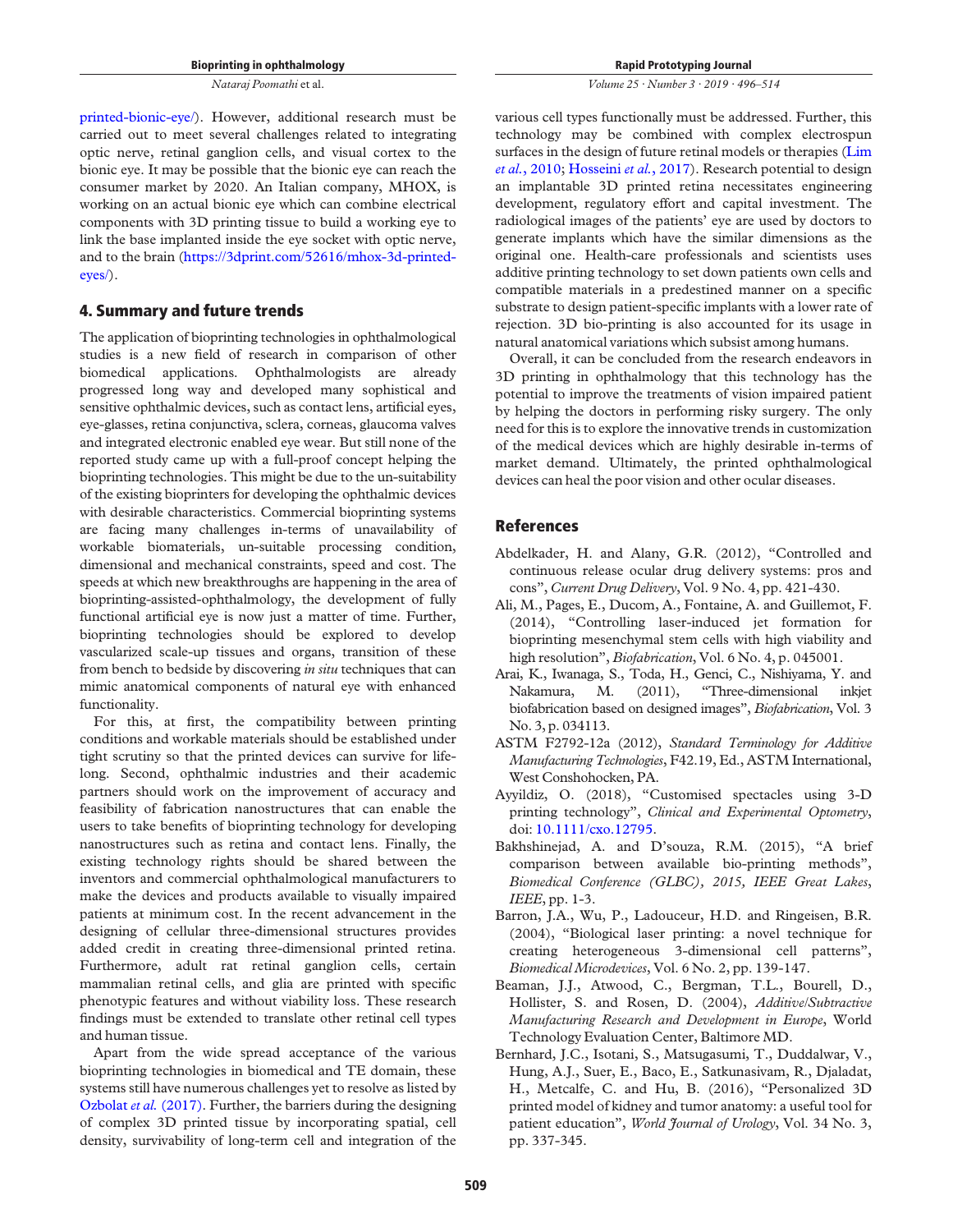printed-bionic-eye/). However, additional research must be carried out to meet several challenges related to integrating optic nerve, retinal ganglion cells, and visual cortex to the bionic eye. It may be possible that the bionic eye can reach the consumer market by 2020. An Italian company, MHOX, is working on an actual bionic eye which can combine electrical components with 3D printing tissue to build a working eye to link the base implanted inside the eye socket with optic nerve, and to the brain (https://3dprint.com/52616/mhox-3d-printed-eyes/).

## 4. Summary and future trends

The application of bioprinting technologies in ophthalmological studies is a new field of research in comparison of other biomedical applications. Ophthalmologists are already progressed long way and developed many sophistical and sensitive ophthalmic devices, such as contact lens, artificial eyes, eye-glasses, retina conjunctiva, sclera, corneas, glaucoma valves and integrated electronic enabled eye wear. But still none of the reported study came up with a full-proof concept helping the bioprinting technologies. This might be due to the un-suitability of the existing bioprinters for developing the ophthalmic devices with desirable characteristics. Commercial bioprinting systems are facing many challenges in-terms of unavailability of workable biomaterials, un-suitable processing condition, dimensional and mechanical constraints, speed and cost. The speeds at which new breakthroughs are happening in the area of bioprinting-assisted-ophthalmology, the development of fully functional artificial eye is now just a matter of time. Further, bioprinting technologies should be explored to develop vascularized scale-up tissues and organs, transition of these from bench to bedside by discovering *in situ* techniques that can mimic anatomical components of natural eye with enhanced functionality.

For this, at first, the compatibility between printing conditions and workable materials should be established under tight scrutiny so that the printed devices can survive for life-long. Second, ophthalmic industries and their academic partners should work on the improvement of accuracy and feasibility of fabrication nanostructures that can enable the users to take benefits of bioprinting technology for developing nanostructures such as retina and contact lens. Finally, the existing technology rights should be shared between the inventors and commercial ophthalmological manufacturers to make the devices and products available to visually impaired patients at minimum cost. In the recent advancement in the designing of cellular three-dimensional structures provides added credit in creating three-dimensional printed retina. Furthermore, adult rat retinal ganglion cells, certain mammalian retinal cells, and glia are printed with specific phenotypic features and without viability loss. These research findings must be extended to translate other retinal cell types and human tissue.

Apart from the wide spread acceptance of the various bioprinting technologies in biomedical and TE domain, these systems still have numerous challenges yet to resolve as listed by Ozbolat *et al.* (2017). Further, the barriers during the designing of complex 3D printed tissue by incorporating spatial, cell density, survivability of long-term cell and integration of the various cell types functionally must be addressed. Further, this technology may be combined with complex electrospun surfaces in the design of future retinal models or therapies (Lim *et al.*, 2010; Hosseini *et al.*, 2017). Research potential to design an implantable 3D printed retina necessitates engineering development, regulatory effort and capital investment. The radiological images of the patients' eye are used by doctors to generate implants which have the similar dimensions as the original one. Health-care professionals and scientists uses additive printing technology to set down patients own cells and compatible materials in a predestined manner on a specific substrate to design patient-specific implants with a lower rate of rejection. 3D bio-printing is also accounted for its usage in natural anatomical variations which subsist among humans.

Overall, it can be concluded from the research endeavors in 3D printing in ophthalmology that this technology has the potential to improve the treatments of vision impaired patient by helping the doctors in performing risky surgery. The only need for this is to explore the innovative trends in customization of the medical devices which are highly desirable in-terms of market demand. Ultimately, the printed ophthalmological devices can heal the poor vision and other ocular diseases.

## References

Abdelkader, H. and Alany, G.R. (2012), "Controlled and continuous release ocular drug delivery systems: pros and cons", *Current Drug Delivery*, Vol. 9 No. 4, pp. 421-430.

Ali, M., Pages, E., Ducom, A., Fontaine, A. and Guillemot, F. (2014), "Controlling laser-induced jet formation for bioprinting mesenchymal stem cells with high viability and high resolution", *Biofabrication*, Vol. 6 No. 4, p. 045001.

Arai, K., Iwanaga, S., Toda, H., Genci, C., Nishiyama, Y. and Nakamura, M. (2011), "Three-dimensional inkjet biofabrication based on designed images", *Biofabrication*, Vol. 3 No. 3, p. 034113.

ASTM F2792-12a (2012), *Standard Terminology for Additive Manufacturing Technologies*, F42.19, Ed., ASTM International, West Conshohocken, PA.

Ayyildiz, O. (2018), "Customised spectacles using 3-D printing technology", *Clinical and Experimental Optometry*, doi: 10.1111/cxo.12795.

Bakhshinejad, A. and D'souza, R.M. (2015), "A brief comparison between available bio-printing methods", *Biomedical Conference (GLBC), 2015, IEEE Great Lakes, IEEE*, pp. 1-3.

Barron, J.A., Wu, P., Ladouceur, H.D. and Ringeisen, B.R. (2004), "Biological laser printing: a novel technique for creating heterogeneous 3-dimensional cell patterns", *Biomedical Microdevices*, Vol. 6 No. 2, pp. 139-147.

Beaman, J.J., Atwood, C., Bergman, T.L., Bourell, D., Hollister, S. and Rosen, D. (2004), *Additive/Subtractive Manufacturing Research and Development in Europe*, World Technology Evaluation Center, Baltimore MD.

Bernhard, J.C., Isotani, S., Matsugasumi, T., Duddalwar, V., Hung, A.J., Suer, E., Baco, E., Satkunasivam, R., Djaladat, H., Metcalfe, C. and Hu, B. (2016), "Personalized 3D printed model of kidney and tumor anatomy: a useful tool for patient education", *World Journal of Urology*, Vol. 34 No. 3, pp. 337-345.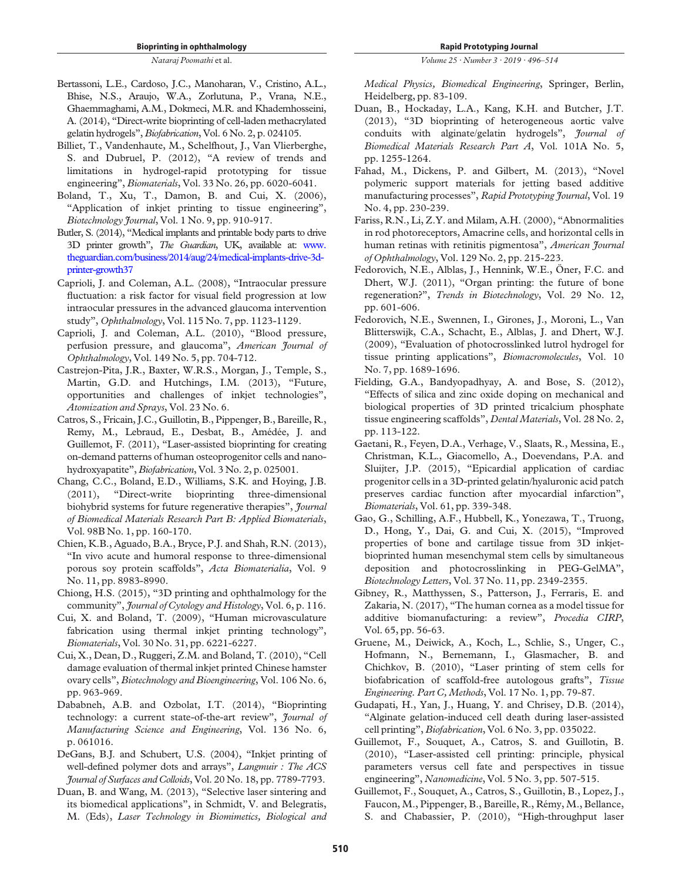Bertassoni, L.E., Cardoso, J.C., Manoharan, V., Cristino, A.L., Bhise, N.S., Araujo, W.A., Zorlutuna, P., Vrana, N.E., Ghaemmaghami, A.M., Dokmeci, M.R. and Khademhosseini, A. (2014), "Direct-write bioprinting of cell-laden methacrylated gelatin hydrogels", *Biofabrication*, Vol. 6 No. 2, p. 024105.

Billiet, T., Vandenhaute, M., Schelfhout, J., Van Vlierberghe, S. and Dubruel, P. (2012), "A review of trends and limitations in hydrogel-rapid prototyping for tissue engineering", *Biomaterials*, Vol. 33 No. 26, pp. 6020-6041.

Boland, T., Xu, T., Damon, B. and Cui, X. (2006), "Application of inkjet printing to tissue engineering", *Biotechnology Journal*, Vol. 1 No. 9, pp. 910-917.

Butler, S. (2014), "Medical implants and printable body parts to drive 3D printer growth", *The Guardian*, UK, available at: www.theguardian.com/business/2014/aug/24/medical-implants-drive-3d-printer-growth37

Caprioli, J. and Coleman, A.L. (2008), "Intraocular pressure fluctuation: a risk factor for visual field progression at low intraocular pressures in the advanced glaucoma intervention study", *Ophthalmology*, Vol. 115 No. 7, pp. 1123-1129.

Caprioli, J. and Coleman, A.L. (2010), "Blood pressure, perfusion pressure, and glaucoma", *American Journal of Ophthalmology*, Vol. 149 No. 5, pp. 704-712.

Castrejon-Pita, J.R., Baxter, W.R.S., Morgan, J., Temple, S., Martin, G.D. and Hutchings, I.M. (2013), "Future, opportunities and challenges of inkjet technologies", *Atomization and Sprays*, Vol. 23 No. 6.

Catros, S., Fricain, J.C., Guillotin, B., Pippenger, B., Bareille, R., Remy, M., Lebraud, E., Desbat, B., Amédée, J. and Guillemot, F. (2011), "Laser-assisted bioprinting for creating on-demand patterns of human osteoprogenitor cells and nano-hydroxyapatite", *Biofabrication*, Vol. 3 No. 2, p. 025001.

Chang, C.C., Boland, E.D., Williams, S.K. and Hoying, J.B. (2011), "Direct-write bioprinting three-dimensional biohybrid systems for future regenerative therapies", *Journal of Biomedical Materials Research Part B: Applied Biomaterials*, Vol. 98B No. 1, pp. 160-170.

Chien, K.B., Aguado, B.A., Bryce, P.J. and Shah, R.N. (2013), "In vivo acute and humoral response to three-dimensional porous soy protein scaffolds", *Acta Biomaterialia*, Vol. 9 No. 11, pp. 8983-8990.

Chiong, H.S. (2015), "3D printing and ophthalmology for the community", *Journal of Cytology and Histology*, Vol. 6, p. 116.

Cui, X. and Boland, T. (2009), "Human microvasculature fabrication using thermal inkjet printing technology", *Biomaterials*, Vol. 30 No. 31, pp. 6221-6227.

Cui, X., Dean, D., Ruggeri, Z.M. and Boland, T. (2010), "Cell damage evaluation of thermal inkjet printed Chinese hamster ovary cells", *Biotechnology and Bioengineering*, Vol. 106 No. 6, pp. 963-969.

Dababneh, A.B. and Ozbolat, I.T. (2014), "Bioprinting technology: a current state-of-the-art review", *Journal of Manufacturing Science and Engineering*, Vol. 136 No. 6, p. 061016.

DeGans, B.J. and Schubert, U.S. (2004), "Inkjet printing of well-defined polymer dots and arrays", *Langmuir : The ACS Journal of Surfaces and Colloids*, Vol. 20 No. 18, pp. 7789-7793.

Duan, B. and Wang, M. (2013), "Selective laser sintering and its biomedical applications", in Schmidt, V. and Belegratis, M. (Eds), *Laser Technology in Biomimetics, Biological and Medical Physics, Biomedical Engineering*, Springer, Berlin, Heidelberg, pp. 83-109.

Duan, B., Hockaday, L.A., Kang, K.H. and Butcher, J.T. (2013), "3D bioprinting of heterogeneous aortic valve conduits with alginate/gelatin hydrogels", *Journal of Biomedical Materials Research Part A*, Vol. 101A No. 5, pp. 1255-1264.

Fahad, M., Dickens, P. and Gilbert, M. (2013), "Novel polymeric support materials for jetting based additive manufacturing processes", *Rapid Prototyping Journal*, Vol. 19 No. 4, pp. 230-239.

Fariss, R.N., Li, Z.Y. and Milam, A.H. (2000), "Abnormalities in rod photoreceptors, Amacrine cells, and horizontal cells in human retinas with retinitis pigmentosa", *American Journal of Ophthalmology*, Vol. 129 No. 2, pp. 215-223.

Fedorovich, N.E., Alblas, J., Hennink, W.E., Öner, F.C. and Dhert, W.J. (2011), "Organ printing: the future of bone regeneration?", *Trends in Biotechnology*, Vol. 29 No. 12, pp. 601-606.

Fedorovich, N.E., Swennen, I., Girones, J., Moroni, L., Van Blitterswijk, C.A., Schacht, E., Alblas, J. and Dhert, W.J. (2009), "Evaluation of photocrosslinked lutrol hydrogel for tissue printing applications", *Biomacromolecules*, Vol. 10 No. 7, pp. 1689-1696.

Fielding, G.A., Bandyopadhyay, A. and Bose, S. (2012), "Effects of silica and zinc oxide doping on mechanical and biological properties of 3D printed tricalcium phosphate tissue engineering scaffolds", *Dental Materials*, Vol. 28 No. 2, pp. 113-122.

Gaetani, R., Feyen, D.A., Verhage, V., Slaats, R., Messina, E., Christman, K.L., Giacomello, A., Doevendans, P.A. and Sluijter, J.P. (2015), "Epicardial application of cardiac progenitor cells in a 3D-printed gelatin/hyaluronic acid patch preserves cardiac function after myocardial infarction", *Biomaterials*, Vol. 61, pp. 339-348.

Gao, G., Schilling, A.F., Hubbell, K., Yonezawa, T., Truong, D., Hong, Y., Dai, G. and Cui, X. (2015), "Improved properties of bone and cartilage tissue from 3D inkjet-bioprinted human mesenchymal stem cells by simultaneous deposition and photocrosslinking in PEG-GelMA", *Biotechnology Letters*, Vol. 37 No. 11, pp. 2349-2355.

Gibney, R., Matthyssen, S., Patterson, J., Ferraris, E. and Zakaria, N. (2017), "The human cornea as a model tissue for additive biomanufacturing: a review", *Procedia CIRP*, Vol. 65, pp. 56-63.

Gruene, M., Deiwick, A., Koch, L., Schlie, S., Unger, C., Hofmann, N., Bernemann, I., Glasmacher, B. and Chichkov, B. (2010), "Laser printing of stem cells for biofabrication of scaffold-free autologous grafts", *Tissue Engineering. Part C, Methods*, Vol. 17 No. 1, pp. 79-87.

Gudapati, H., Yan, J., Huang, Y. and Chrisey, D.B. (2014), "Alginate gelation-induced cell death during laser-assisted cell printing", *Biofabrication*, Vol. 6 No. 3, pp. 035022.

Guillemot, F., Souquet, A., Catros, S. and Guillotin, B. (2010), "Laser-assisted cell printing: principle, physical parameters versus cell fate and perspectives in tissue engineering", *Nanomedicine*, Vol. 5 No. 3, pp. 507-515.

Guillemot, F., Souquet, A., Catros, S., Guillotin, B., Lopez, J., Faucon, M., Pippenger, B., Bareille, R., Rémy, M., Bellance, S. and Chabassier, P. (2010), "High-throughput laser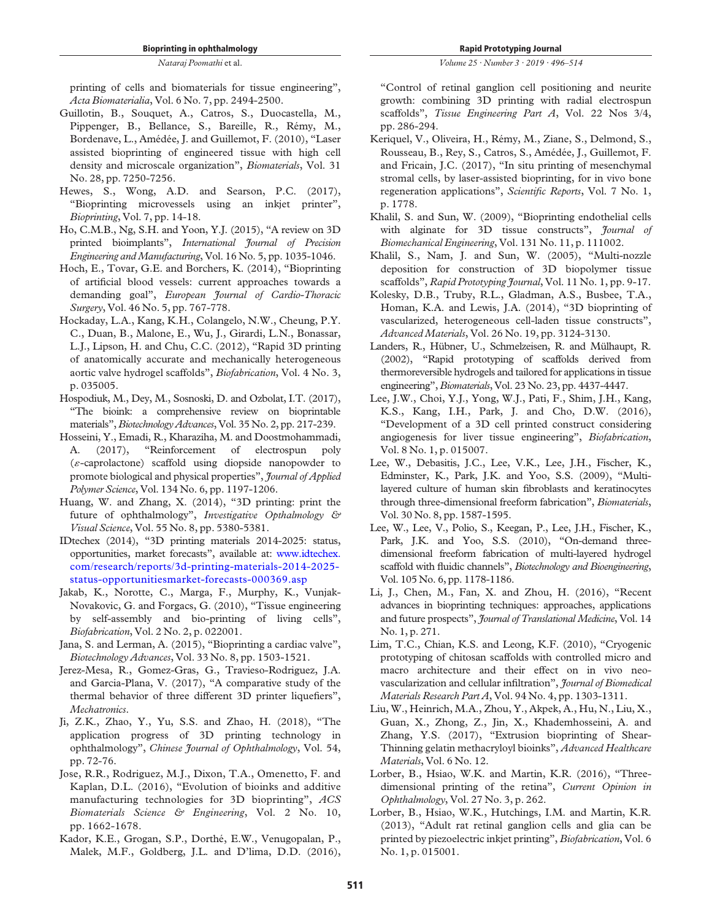printing of cells and biomaterials for tissue engineering", *Acta Biomaterialia*, Vol. 6 No. 7, pp. 2494-2500.

Guillotin, B., Souquet, A., Catros, S., Duocastella, M., Pippenger, B., Bellance, S., Bareille, R., Rémy, M., Bordenave, L., Amédée, J. and Guillemot, F. (2010), "Laser assisted bioprinting of engineered tissue with high cell density and microscale organization", *Biomaterials*, Vol. 31 No. 28, pp. 7250-7256.

Hewes, S., Wong, A.D. and Searson, P.C. (2017), "Bioprinting microvessels using an inkjet printer", *Bioprinting*, Vol. 7, pp. 14-18.

Ho, C.M.B., Ng, S.H. and Yoon, Y.J. (2015), "A review on 3D printed bioimplants", *International Journal of Precision Engineering and Manufacturing*, Vol. 16 No. 5, pp. 1035-1046.

Hoch, E., Tovar, G.E. and Borchers, K. (2014), "Bioprinting of artificial blood vessels: current approaches towards a demanding goal", *European Journal of Cardio-Thoracic Surgery*, Vol. 46 No. 5, pp. 767-778.

Hockaday, L.A., Kang, K.H., Colangelo, N.W., Cheung, P.Y. C., Duan, B., Malone, E., Wu, J., Girardi, L.N., Bonassar, L.J., Lipson, H. and Chu, C.C. (2012), "Rapid 3D printing of anatomically accurate and mechanically heterogeneous aortic valve hydrogel scaffolds", *Biofabrication*, Vol. 4 No. 3, p. 035005.

Hospodiuk, M., Dey, M., Sosnoski, D. and Ozbolat, I.T. (2017), "The bioink: a comprehensive review on bioprintable materials", *Biotechnology Advances*, Vol. 35 No. 2, pp. 217-239.

Hosseini, Y., Emadi, R., Kharaziha, M. and Doostmohammadi, A. (2017), "Reinforcement of electrospun poly ($\varepsilon$-caprolactone) scaffold using diopside nanopowder to promote biological and physical properties", *Journal of Applied Polymer Science*, Vol. 134 No. 6, pp. 1197-1206.

Huang, W. and Zhang, X. (2014), "3D printing: print the future of ophthalmology", *Investigative Opthalmology & Visual Science*, Vol. 55 No. 8, pp. 5380-5381.

IDtechex (2014), "3D printing materials 2014-2025: status, opportunities, market forecasts", available at: www.idtechex.com/research/reports/3d-printing-materials-2014-2025-status-opportunitiesmarket-forecasts-000369.asp

Jakab, K., Norotte, C., Marga, F., Murphy, K., Vunjak-Novakovic, G. and Forgacs, G. (2010), "Tissue engineering by self-assembly and bio-printing of living cells", *Biofabrication*, Vol. 2 No. 2, p. 022001.

Jana, S. and Lerman, A. (2015), "Bioprinting a cardiac valve", *Biotechnology Advances*, Vol. 33 No. 8, pp. 1503-1521.

Jerez-Mesa, R., Gomez-Gras, G., Travieso-Rodriguez, J.A. and Garcia-Plana, V. (2017), "A comparative study of the thermal behavior of three different 3D printer liquefiers", *Mechatronics*.

Ji, Z.K., Zhao, Y., Yu, S.S. and Zhao, H. (2018), "The application progress of 3D printing technology in ophthalmology", *Chinese Journal of Ophthalmology*, Vol. 54, pp. 72-76.

Jose, R.R., Rodriguez, M.J., Dixon, T.A., Omenetto, F. and Kaplan, D.L. (2016), "Evolution of bioinks and additive manufacturing technologies for 3D bioprinting", *ACS Biomaterials Science & Engineering*, Vol. 2 No. 10, pp. 1662-1678.

Kador, K.E., Grogan, S.P., Dorthé, E.W., Venugopalan, P., Malek, M.F., Goldberg, J.L. and D'lima, D.D. (2016), "Control of retinal ganglion cell positioning and neurite growth: combining 3D printing with radial electrospun scaffolds", *Tissue Engineering Part A*, Vol. 22 Nos 3/4, pp. 286-294.

Keriquel, V., Oliveira, H., Rémy, M., Ziane, S., Delmond, S., Rousseau, B., Rey, S., Catros, S., Amédée, J., Guillemot, F. and Fricain, J.C. (2017), "In situ printing of mesenchymal stromal cells, by laser-assisted bioprinting, for in vivo bone regeneration applications", *Scientific Reports*, Vol. 7 No. 1, p. 1778.

Khalil, S. and Sun, W. (2009), "Bioprinting endothelial cells with alginate for 3D tissue constructs", *Journal of Biomechanical Engineering*, Vol. 131 No. 11, p. 111002.

Khalil, S., Nam, J. and Sun, W. (2005), "Multi-nozzle deposition for construction of 3D biopolymer tissue scaffolds", *Rapid Prototyping Journal*, Vol. 11 No. 1, pp. 9-17.

Kolesky, D.B., Truby, R.L., Gladman, A.S., Busbee, T.A., Homan, K.A. and Lewis, J.A. (2014), "3D bioprinting of vascularized, heterogeneous cell-laden tissue constructs", *Advanced Materials*, Vol. 26 No. 19, pp. 3124-3130.

Landers, R., Hübner, U., Schmelzeisen, R. and Mülhaupt, R. (2002), "Rapid prototyping of scaffolds derived from thermoreversible hydrogels and tailored for applications in tissue engineering", *Biomaterials*, Vol. 23 No. 23, pp. 4437-4447.

Lee, J.W., Choi, Y.J., Yong, W.J., Pati, F., Shim, J.H., Kang, K.S., Kang, I.H., Park, J. and Cho, D.W. (2016), "Development of a 3D cell printed construct considering angiogenesis for liver tissue engineering", *Biofabrication*, Vol. 8 No. 1, p. 015007.

Lee, W., Debasitis, J.C., Lee, V.K., Lee, J.H., Fischer, K., Edminster, K., Park, J.K. and Yoo, S.S. (2009), "Multi-layered culture of human skin fibroblasts and keratinocytes through three-dimensional freeform fabrication", *Biomaterials*, Vol. 30 No. 8, pp. 1587-1595.

Lee, W., Lee, V., Polio, S., Keegan, P., Lee, J.H., Fischer, K., Park, J.K. and Yoo, S.S. (2010), "On-demand three-dimensional freeform fabrication of multi-layered hydrogel scaffold with fluidic channels", *Biotechnology and Bioengineering*, Vol. 105 No. 6, pp. 1178-1186.

Li, J., Chen, M., Fan, X. and Zhou, H. (2016), "Recent advances in bioprinting techniques: approaches, applications and future prospects", *Journal of Translational Medicine*, Vol. 14 No. 1, p. 271.

Lim, T.C., Chian, K.S. and Leong, K.F. (2010), "Cryogenic prototyping of chitosan scaffolds with controlled micro and macro architecture and their effect on in vivo neo-vascularization and cellular infiltration", *Journal of Biomedical Materials Research Part A*, Vol. 94 No. 4, pp. 1303-1311.

Liu, W., Heinrich, M.A., Zhou, Y., Akpek, A., Hu, N., Liu, X., Guan, X., Zhong, Z., Jin, X., Khademhosseini, A. and Zhang, Y.S. (2017), "Extrusion bioprinting of Shear-Thinning gelatin methacryloyl bioinks", *Advanced Healthcare Materials*, Vol. 6 No. 12.

Lorber, B., Hsiao, W.K. and Martin, K.R. (2016), "Three-dimensional printing of the retina", *Current Opinion in Ophthalmology*, Vol. 27 No. 3, p. 262.

Lorber, B., Hsiao, W.K., Hutchings, I.M. and Martin, K.R. (2013), "Adult rat retinal ganglion cells and glia can be printed by piezoelectric inkjet printing", *Biofabrication*, Vol. 6 No. 1, p. 015001.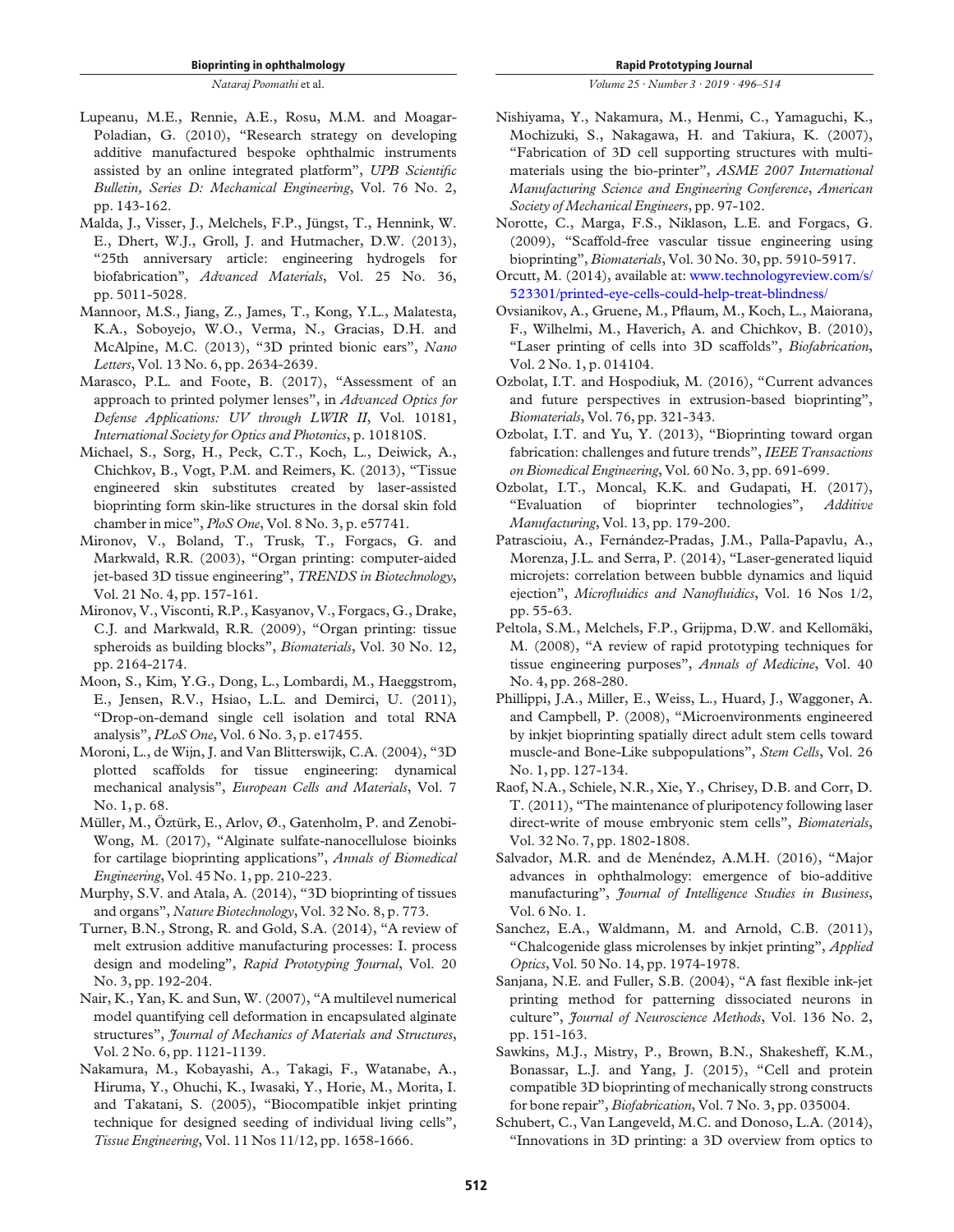Lupeanu, M.E., Rennie, A.E., Rosu, M.M. and Moagar-Poladian, G. (2010), "Research strategy on developing additive manufactured bespoke ophthalmic instruments assisted by an online integrated platform", *UPB Scientific Bulletin, Series D: Mechanical Engineering*, Vol. 76 No. 2, pp. 143-162.

Malda, J., Visser, J., Melchels, F.P., Jüngst, T., Hennink, W.E., Dhert, W.J., Groll, J. and Hutmacher, D.W. (2013), "25th anniversary article: engineering hydrogels for biofabrication", *Advanced Materials*, Vol. 25 No. 36, pp. 5011-5028.

Mannoor, M.S., Jiang, Z., James, T., Kong, Y.L., Malatesta, K.A., Soboyejo, W.O., Verma, N., Gracias, D.H. and McAlpine, M.C. (2013), "3D printed bionic ears", *Nano Letters*, Vol. 13 No. 6, pp. 2634-2639.

Marasco, P.L. and Foote, B. (2017), "Assessment of an approach to printed polymer lenses", in *Advanced Optics for Defense Applications: UV through LWIR II*, Vol. 10181, *International Society for Optics and Photonics*, p. 101810S.

Michael, S., Sorg, H., Peck, C.T., Koch, L., Deiwick, A., Chichkov, B., Vogt, P.M. and Reimers, K. (2013), "Tissue engineered skin substitutes created by laser-assisted bioprinting form skin-like structures in the dorsal skin fold chamber in mice", *PloS One*, Vol. 8 No. 3, p. e57741.

Mironov, V., Boland, T., Trusk, T., Forgacs, G. and Markwald, R.R. (2003), "Organ printing: computer-aided jet-based 3D tissue engineering", *TRENDS in Biotechnology*, Vol. 21 No. 4, pp. 157-161.

Mironov, V., Visconti, R.P., Kasyanov, V., Forgacs, G., Drake, C.J. and Markwald, R.R. (2009), "Organ printing: tissue spheroids as building blocks", *Biomaterials*, Vol. 30 No. 12, pp. 2164-2174.

Moon, S., Kim, Y.G., Dong, L., Lombardi, M., Haeggstrom, E., Jensen, R.V., Hsiao, L.L. and Demirci, U. (2011), "Drop-on-demand single cell isolation and total RNA analysis", *PLoS One*, Vol. 6 No. 3, p. e17455.

Moroni, L., de Wijn, J. and Van Blitterswijk, C.A. (2004), "3D plotted scaffolds for tissue engineering: dynamical mechanical analysis", *European Cells and Materials*, Vol. 7 No. 1, p. 68.

Müller, M., Öztürk, E., Arlov, Ø., Gatenholm, P. and Zenobi-Wong, M. (2017), "Alginate sulfate-nanocellulose bioinks for cartilage bioprinting applications", *Annals of Biomedical Engineering*, Vol. 45 No. 1, pp. 210-223.

Murphy, S.V. and Atala, A. (2014), "3D bioprinting of tissues and organs", *Nature Biotechnology*, Vol. 32 No. 8, p. 773.

Turner, B.N., Strong, R. and Gold, S.A. (2014), "A review of melt extrusion additive manufacturing processes: I. process design and modeling", *Rapid Prototyping Journal*, Vol. 20 No. 3, pp. 192-204.

Nair, K., Yan, K. and Sun, W. (2007), "A multilevel numerical model quantifying cell deformation in encapsulated alginate structures", *Journal of Mechanics of Materials and Structures*, Vol. 2 No. 6, pp. 1121-1139.

Nakamura, M., Kobayashi, A., Takagi, F., Watanabe, A., Hiruma, Y., Ohuchi, K., Iwasaki, Y., Horie, M., Morita, I. and Takatani, S. (2005), "Biocompatible inkjet printing technique for designed seeding of individual living cells", *Tissue Engineering*, Vol. 11 Nos 11/12, pp. 1658-1666.

Nishiyama, Y., Nakamura, M., Henmi, C., Yamaguchi, K., Mochizuki, S., Nakagawa, H. and Takiura, K. (2007), "Fabrication of 3D cell supporting structures with multi-materials using the bio-printer", *ASME 2007 International Manufacturing Science and Engineering Conference*, *American Society of Mechanical Engineers*, pp. 97-102.

Norotte, C., Marga, F.S., Niklason, L.E. and Forgacs, G. (2009), "Scaffold-free vascular tissue engineering using bioprinting", *Biomaterials*, Vol. 30 No. 30, pp. 5910-5917.

Orcutt, M. (2014), available at: www.technologyreview.com/s/523301/printed-eye-cells-could-help-treat-blindness/

Ovsianikov, A., Gruene, M., Pflaum, M., Koch, L., Maiorana, F., Wilhelmi, M., Haverich, A. and Chichkov, B. (2010), "Laser printing of cells into 3D scaffolds", *Biofabrication*, Vol. 2 No. 1, pp. 014104.

Ozbolat, I.T. and Hospodiuk, M. (2016), "Current advances and future perspectives in extrusion-based bioprinting", *Biomaterials*, Vol. 76, pp. 321-343.

Ozbolat, I.T. and Yu, Y. (2013), "Bioprinting toward organ fabrication: challenges and future trends", *IEEE Transactions on Biomedical Engineering*, Vol. 60 No. 3, pp. 691-699.

Ozbolat, I.T., Moncal, K.K. and Gudapati, H. (2017), "Evaluation of bioprinter technologies", *Additive Manufacturing*, Vol. 13, pp. 179-200.

Patrascioiu, A., Fernández-Pradas, J.M., Palla-Papavlu, A., Morenza, J.L. and Serra, P. (2014), "Laser-generated liquid microjets: correlation between bubble dynamics and liquid ejection", *Microfluidics and Nanofluidics*, Vol. 16 Nos 1/2, pp. 55-63.

Peltola, S.M., Melchels, F.P., Grijpma, D.W. and Kellomäki, M. (2008), "A review of rapid prototyping techniques for tissue engineering purposes", *Annals of Medicine*, Vol. 40 No. 4, pp. 268-280.

Phillippi, J.A., Miller, E., Weiss, L., Huard, J., Waggoner, A. and Campbell, P. (2008), "Microenvironments engineered by inkjet bioprinting spatially direct adult stem cells toward muscle-and Bone-Like subpopulations", *Stem Cells*, Vol. 26 No. 1, pp. 127-134.

Raof, N.A., Schiele, N.R., Xie, Y., Chrisey, D.B. and Corr, D. T. (2011), "The maintenance of pluripotency following laser direct-write of mouse embryonic stem cells", *Biomaterials*, Vol. 32 No. 7, pp. 1802-1808.

Salvador, M.R. and de Menéndez, A.M.H. (2016), "Major advances in ophthalmology: emergence of bio-additive manufacturing", *Journal of Intelligence Studies in Business*, Vol. 6 No. 1.

Sanchez, E.A., Waldmann, M. and Arnold, C.B. (2011), "Chalcogenide glass microlenses by inkjet printing", *Applied Optics*, Vol. 50 No. 14, pp. 1974-1978.

Sanjana, N.E. and Fuller, S.B. (2004), "A fast flexible ink-jet printing method for patterning dissociated neurons in culture", *Journal of Neuroscience Methods*, Vol. 136 No. 2, pp. 151-163.

Sawkins, M.J., Mistry, P., Brown, B.N., Shakesheff, K.M., Bonassar, L.J. and Yang, J. (2015), "Cell and protein compatible 3D bioprinting of mechanically strong constructs for bone repair", *Biofabrication*, Vol. 7 No. 3, pp. 035004.

Schubert, C., Van Langeveld, M.C. and Donoso, L.A. (2014), "Innovations in 3D printing: a 3D overview from optics to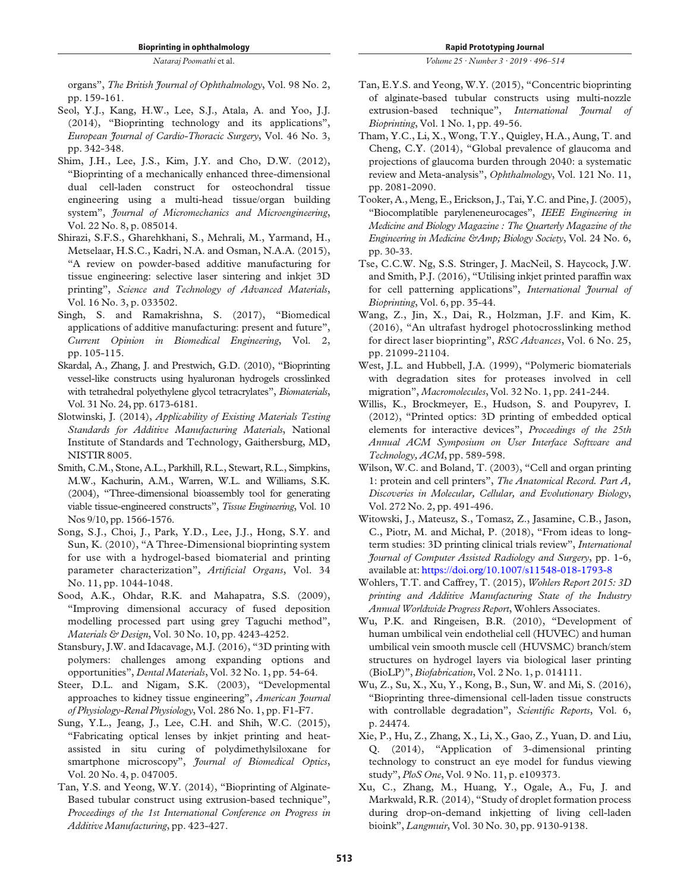organs", *The British Journal of Ophthalmology*, Vol. 98 No. 2, pp. 159-161.

Seol, Y.J., Kang, H.W., Lee, S.J., Atala, A. and Yoo, J.J. (2014), "Bioprinting technology and its applications", *European Journal of Cardio-Thoracic Surgery*, Vol. 46 No. 3, pp. 342-348.

Shim, J.H., Lee, J.S., Kim, J.Y. and Cho, D.W. (2012), "Bioprinting of a mechanically enhanced three-dimensional dual cell-laden construct for osteochondral tissue engineering using a multi-head tissue/organ building system", *Journal of Micromechanics and Microengineering*, Vol. 22 No. 8, p. 085014.

Shirazi, S.F.S., Gharehkhani, S., Mehrali, M., Yarmand, H., Metselaar, H.S.C., Kadri, N.A. and Osman, N.A.A. (2015), "A review on powder-based additive manufacturing for tissue engineering: selective laser sintering and inkjet 3D printing", *Science and Technology of Advanced Materials*, Vol. 16 No. 3, p. 033502.

Singh, S. and Ramakrishna, S. (2017), "Biomedical applications of additive manufacturing: present and future", *Current Opinion in Biomedical Engineering*, Vol. 2, pp. 105-115.

Skardal, A., Zhang, J. and Prestwich, G.D. (2010), "Bioprinting vessel-like constructs using hyaluronan hydrogels crosslinked with tetrahedral polyethylene glycol tetracrylates", *Biomaterials*, Vol. 31 No. 24, pp. 6173-6181.

Slotwinski, J. (2014), *Applicability of Existing Materials Testing Standards for Additive Manufacturing Materials*, National Institute of Standards and Technology, Gaithersburg, MD, NISTIR 8005.

Smith, C.M., Stone, A.L., Parkhill, R.L., Stewart, R.L., Simpkins, M.W., Kachurin, A.M., Warren, W.L. and Williams, S.K. (2004), "Three-dimensional bioassembly tool for generating viable tissue-engineered constructs", *Tissue Engineering*, Vol. 10 Nos 9/10, pp. 1566-1576.

Song, S.J., Choi, J., Park, Y.D., Lee, J.J., Hong, S.Y. and Sun, K. (2010), "A Three-Dimensional bioprinting system for use with a hydrogel-based biomaterial and printing parameter characterization", *Artificial Organs*, Vol. 34 No. 11, pp. 1044-1048.

Sood, A.K., Ohdar, R.K. and Mahapatra, S.S. (2009), "Improving dimensional accuracy of fused deposition modelling processed part using grey Taguchi method", *Materials & Design*, Vol. 30 No. 10, pp. 4243-4252.

Stansbury, J.W. and Idacavage, M.J. (2016), "3D printing with polymers: challenges among expanding options and opportunities", *Dental Materials*, Vol. 32 No. 1, pp. 54-64.

Steer, D.L. and Nigam, S.K. (2003), "Developmental approaches to kidney tissue engineering", *American Journal of Physiology-Renal Physiology*, Vol. 286 No. 1, pp. F1-F7.

Sung, Y.L., Jeang, J., Lee, C.H. and Shih, W.C. (2015), "Fabricating optical lenses by inkjet printing and heat-assisted in situ curing of polydimethylsiloxane for smartphone microscopy", *Journal of Biomedical Optics*, Vol. 20 No. 4, p. 047005.

Tan, Y.S. and Yeong, W.Y. (2014), "Bioprinting of Alginate-Based tubular construct using extrusion-based technique", *Proceedings of the 1st International Conference on Progress in Additive Manufacturing*, pp. 423-427.

Tan, E.Y.S. and Yeong, W.Y. (2015), "Concentric bioprinting of alginate-based tubular constructs using multi-nozzle extrusion-based technique", *International Journal of Bioprinting*, Vol. 1 No. 1, pp. 49-56.

Tham, Y.C., Li, X., Wong, T.Y., Quigley, H.A., Aung, T. and Cheng, C.Y. (2014), "Global prevalence of glaucoma and projections of glaucoma burden through 2040: a systematic review and Meta-analysis", *Ophthalmology*, Vol. 121 No. 11, pp. 2081-2090.

Tooker, A., Meng, E., Erickson, J., Tai, Y.C. and Pine, J. (2005), "Biocomplatible parylene­neurocages", *IEEE Engineering in Medicine and Biology Magazine : The Quarterly Magazine of the Engineering in Medicine &Amp; Biology Society*, Vol. 24 No. 6, pp. 30-33.

Tse, C.C.W. Ng, S.S. Stringer, J. MacNeil, S. Haycock, J.W. and Smith, P.J. (2016), "Utilising inkjet printed paraffin wax for cell patterning applications", *International Journal of Bioprinting*, Vol. 6, pp. 35-44.

Wang, Z., Jin, X., Dai, R., Holzman, J.F. and Kim, K. (2016), "An ultrafast hydrogel photocrosslinking method for direct laser bioprinting", *RSC Advances*, Vol. 6 No. 25, pp. 21099-21104.

West, J.L. and Hubbell, J.A. (1999), "Polymeric biomaterials with degradation sites for proteases involved in cell migration", *Macromolecules*, Vol. 32 No. 1, pp. 241-244.

Willis, K., Brockmeyer, E., Hudson, S. and Poupyrev, I. (2012), "Printed optics: 3D printing of embedded optical elements for interactive devices", *Proceedings of the 25th Annual ACM Symposium on User Interface Software and Technology*, *ACM*, pp. 589-598.

Wilson, W.C. and Boland, T. (2003), "Cell and organ printing 1: protein and cell printers", *The Anatomical Record. Part A, Discoveries in Molecular, Cellular, and Evolutionary Biology*, Vol. 272 No. 2, pp. 491-496.

Witowski, J., Mateusz, S., Tomasz, Z., Jasamine, C.B., Jason, C., Piotr, M. and Michał, P. (2018), "From ideas to long-term studies: 3D printing clinical trials review", *International Journal of Computer Assisted Radiology and Surgery*, pp. 1-6, available at: https://doi.org/10.1007/s11548-018-1793-8

Wohlers, T.T. and Caffrey, T. (2015), *Wohlers Report 2015: 3D printing and Additive Manufacturing State of the Industry Annual Worldwide Progress Report*, Wohlers Associates.

Wu, P.K. and Ringeisen, B.R. (2010), "Development of human umbilical vein endothelial cell (HUVEC) and human umbilical vein smooth muscle cell (HUVSMC) branch/stem structures on hydrogel layers via biological laser printing (BioLP)", *Biofabrication*, Vol. 2 No. 1, p. 014111.

Wu, Z., Su, X., Xu, Y., Kong, B., Sun, W. and Mi, S. (2016), "Bioprinting three-dimensional cell-laden tissue constructs with controllable degradation", *Scientific Reports*, Vol. 6, p. 24474.

Xie, P., Hu, Z., Zhang, X., Li, X., Gao, Z., Yuan, D. and Liu, Q. (2014), "Application of 3-dimensional printing technology to construct an eye model for fundus viewing study", *PloS One*, Vol. 9 No. 11, p. e109373.

Xu, C., Zhang, M., Huang, Y., Ogale, A., Fu, J. and Markwald, R.R. (2014), "Study of droplet formation process during drop-on-demand inkjetting of living cell-laden bioink", *Langmuir*, Vol. 30 No. 30, pp. 9130-9138.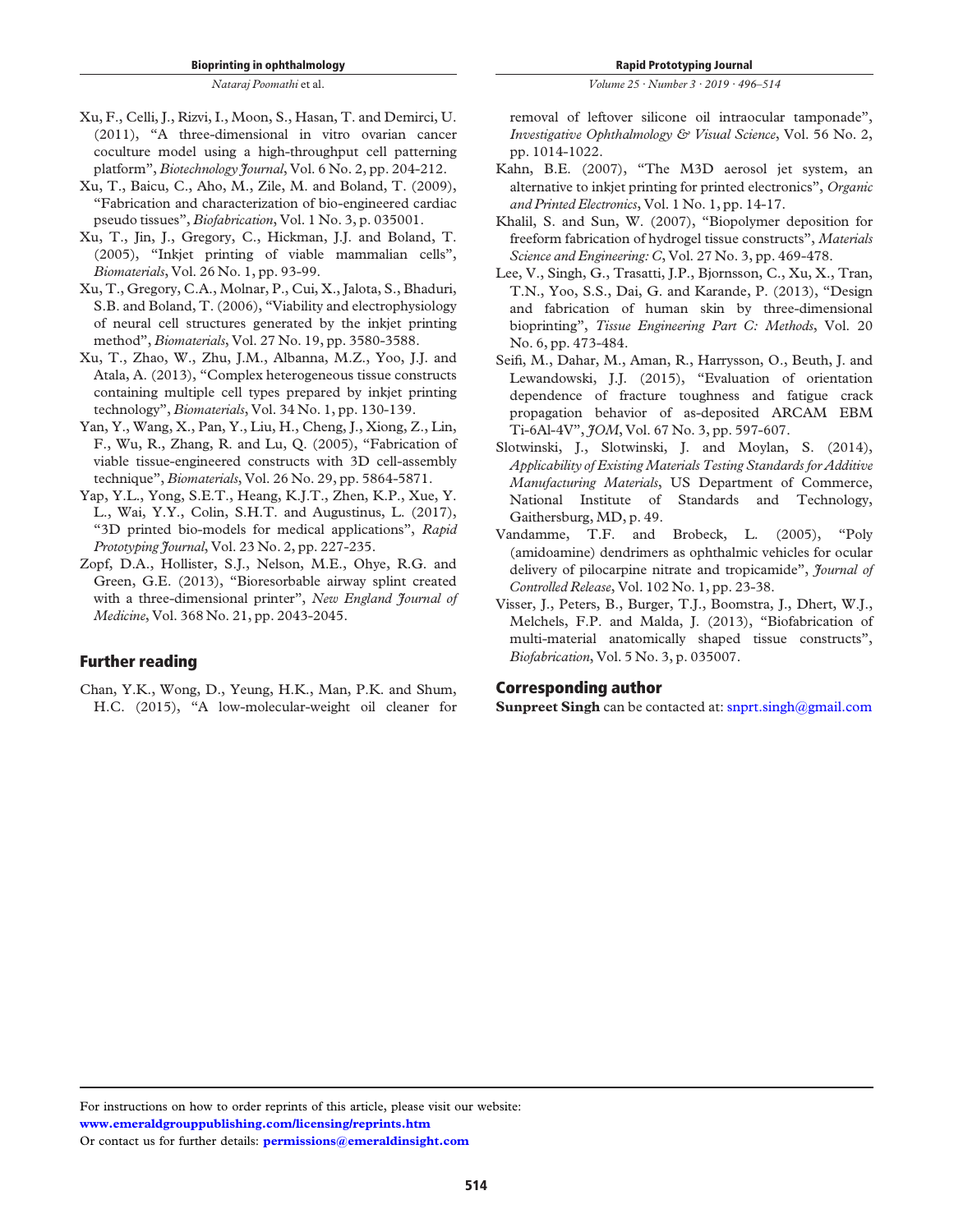Xu, F., Celli, J., Rizvi, I., Moon, S., Hasan, T. and Demirci, U. (2011), "A three-dimensional in vitro ovarian cancer coculture model using a high-throughput cell patterning platform", *Biotechnology Journal*, Vol. 6 No. 2, pp. 204-212.

Xu, T., Baicu, C., Aho, M., Zile, M. and Boland, T. (2009), "Fabrication and characterization of bio-engineered cardiac pseudo tissues", *Biofabrication*, Vol. 1 No. 3, p. 035001.

Xu, T., Jin, J., Gregory, C., Hickman, J.J. and Boland, T. (2005), "Inkjet printing of viable mammalian cells", *Biomaterials*, Vol. 26 No. 1, pp. 93-99.

Xu, T., Gregory, C.A., Molnar, P., Cui, X., Jalota, S., Bhaduri, S.B. and Boland, T. (2006), "Viability and electrophysiology of neural cell structures generated by the inkjet printing method", *Biomaterials*, Vol. 27 No. 19, pp. 3580-3588.

Xu, T., Zhao, W., Zhu, J.M., Albanna, M.Z., Yoo, J.J. and Atala, A. (2013), "Complex heterogeneous tissue constructs containing multiple cell types prepared by inkjet printing technology", *Biomaterials*, Vol. 34 No. 1, pp. 130-139.

Yan, Y., Wang, X., Pan, Y., Liu, H., Cheng, J., Xiong, Z., Lin, F., Wu, R., Zhang, R. and Lu, Q. (2005), "Fabrication of viable tissue-engineered constructs with 3D cell-assembly technique", *Biomaterials*, Vol. 26 No. 29, pp. 5864-5871.

Yap, Y.L., Yong, S.E.T., Heang, K.J.T., Zhen, K.P., Xue, Y. L., Wai, Y.Y., Colin, S.H.T. and Augustinus, L. (2017), "3D printed bio-models for medical applications", *Rapid Prototyping Journal*, Vol. 23 No. 2, pp. 227-235.

Zopf, D.A., Hollister, S.J., Nelson, M.E., Ohye, R.G. and Green, G.E. (2013), "Bioresorbable airway splint created with a three-dimensional printer", *New England Journal of Medicine*, Vol. 368 No. 21, pp. 2043-2045.

## Further reading

Chan, Y.K., Wong, D., Yeung, H.K., Man, P.K. and Shum, H.C. (2015), "A low-molecular-weight oil cleaner for removal of leftover silicone oil intraocular tamponade", *Investigative Ophthalmology & Visual Science*, Vol. 56 No. 2, pp. 1014-1022.

Kahn, B.E. (2007), "The M3D aerosol jet system, an alternative to inkjet printing for printed electronics", *Organic and Printed Electronics*, Vol. 1 No. 1, pp. 14-17.

Khalil, S. and Sun, W. (2007), "Biopolymer deposition for freeform fabrication of hydrogel tissue constructs", *Materials Science and Engineering: C*, Vol. 27 No. 3, pp. 469-478.

Lee, V., Singh, G., Trasatti, J.P., Bjornsson, C., Xu, X., Tran, T.N., Yoo, S.S., Dai, G. and Karande, P. (2013), "Design and fabrication of human skin by three-dimensional bioprinting", *Tissue Engineering Part C: Methods*, Vol. 20 No. 6, pp. 473-484.

Seifi, M., Dahar, M., Aman, R., Harrysson, O., Beuth, J. and Lewandowski, J.J. (2015), "Evaluation of orientation dependence of fracture toughness and fatigue crack propagation behavior of as-deposited ARCAM EBM Ti-6Al-4V", *JOM*, Vol. 67 No. 3, pp. 597-607.

Slotwinski, J., Slotwinski, J. and Moylan, S. (2014), *Applicability of Existing Materials Testing Standards for Additive Manufacturing Materials*, US Department of Commerce, National Institute of Standards and Technology, Gaithersburg, MD, p. 49.

Vandamme, T.F. and Brobeck, L. (2005), "Poly (amidoamine) dendrimers as ophthalmic vehicles for ocular delivery of pilocarpine nitrate and tropicamide", *Journal of Controlled Release*, Vol. 102 No. 1, pp. 23-38.

Visser, J., Peters, B., Burger, T.J., Boomstra, J., Dhert, W.J., Melchels, F.P. and Malda, J. (2013), "Biofabrication of multi-material anatomically shaped tissue constructs", *Biofabrication*, Vol. 5 No. 3, p. 035007.

## Corresponding author

**Sunpreet Singh** can be contacted at: snprt.singh@gmail.com

For instructions on how to order reprints of this article, please visit our website:
**www.emeraldgrouppublishing.com/licensing/reprints.htm**
Or contact us for further details: **permissions@emeraldinsight.com**